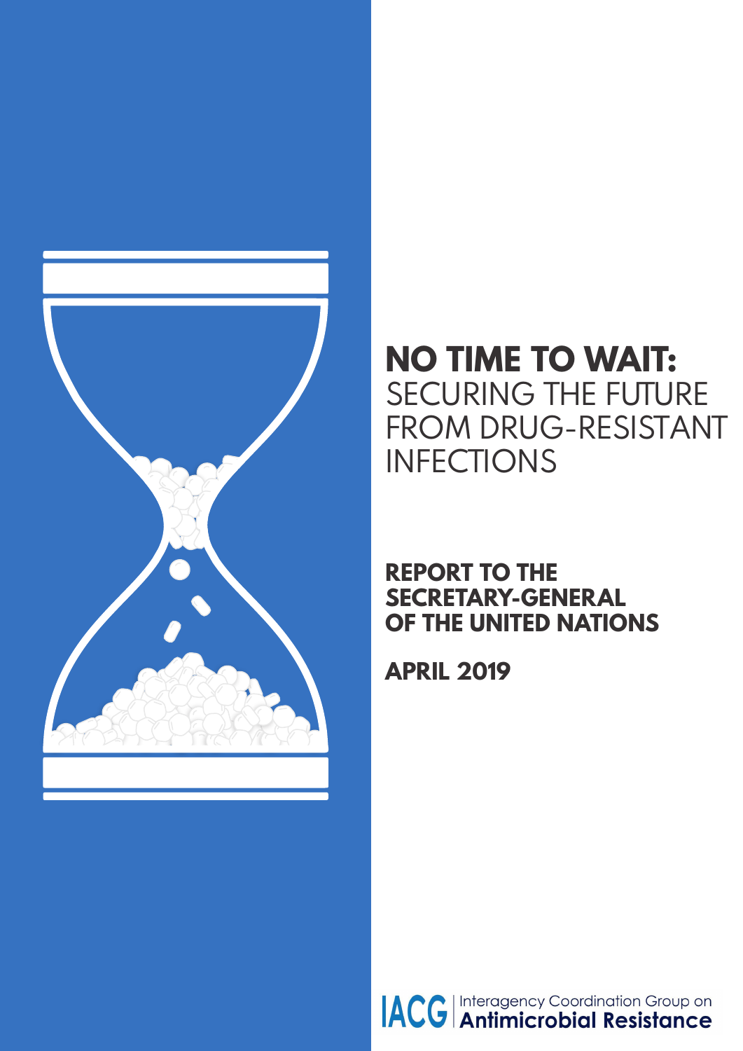# NO TIME TO WAIT: SECURING THE FUTURE FROM DRUG-RESISTANT INFECTIONS

**REPORT TO THE SECRETARY-GENERAL OF THE UNITED NATIONS**

**APRIL 2019**

IACG | Interagency Coordination Group on **Antimicrobial Resistance**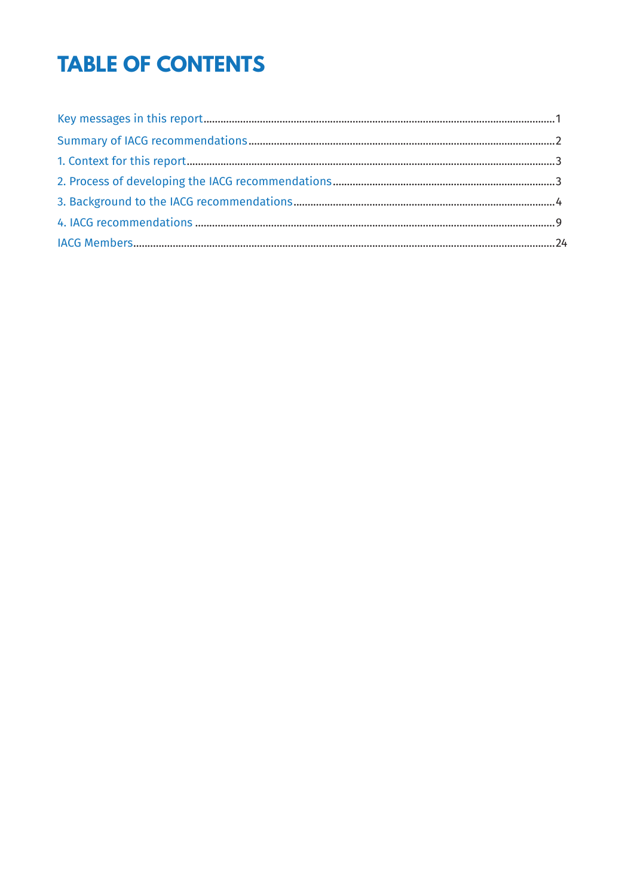# TABLE OF CONTENTS

Key messages in this report ........................................................................ 1
Summary of IACG recommendations ........................................................................ 2
1. Context for this report ........................................................................ 3
2. Process of developing the IACG recommendations ........................................................................ 3
3. Background to the IACG recommendations ........................................................................ 4
4. IACG recommendations ........................................................................ 9
IACG Members ........................................................................ 24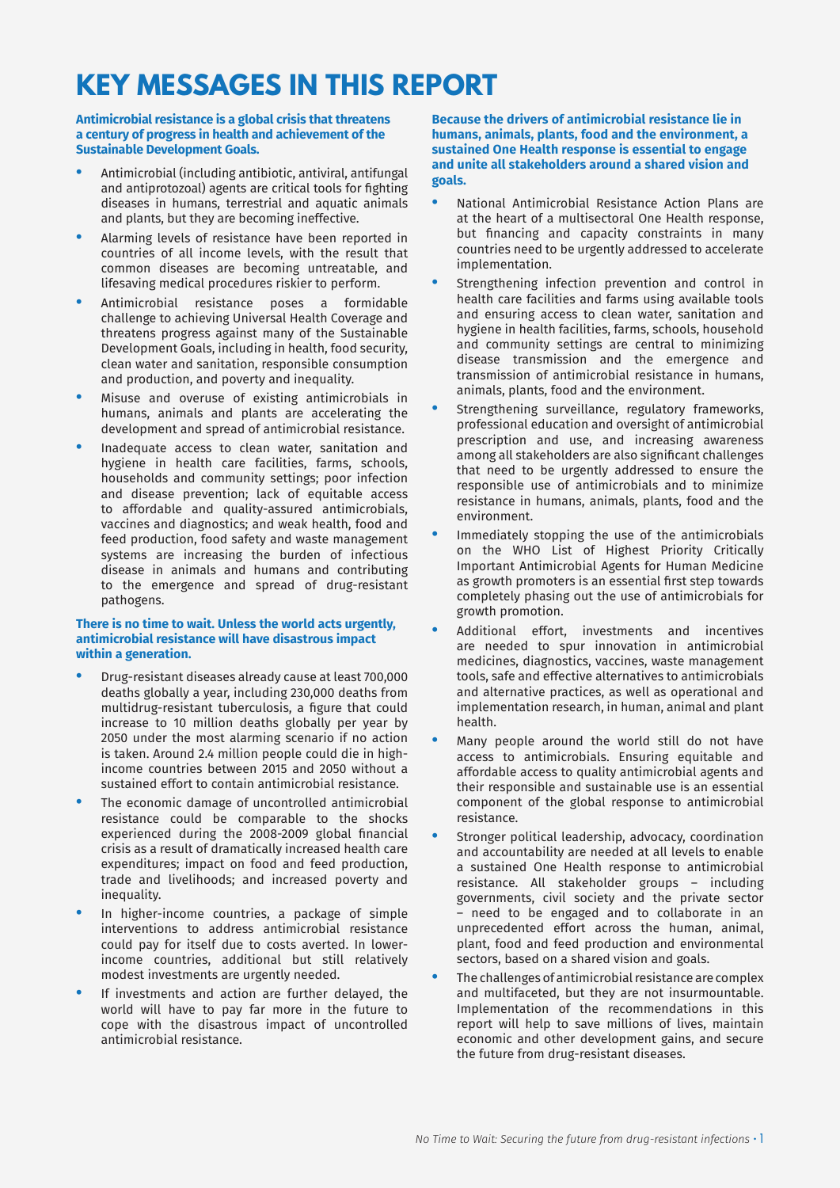# KEY MESSAGES IN THIS REPORT

**Antimicrobial resistance is a global crisis that threatens a century of progress in health and achievement of the Sustainable Development Goals.**

- Antimicrobial (including antibiotic, antiviral, antifungal and antiprotozoal) agents are critical tools for fighting diseases in humans, terrestrial and aquatic animals and plants, but they are becoming ineffective.
- Alarming levels of resistance have been reported in countries of all income levels, with the result that common diseases are becoming untreatable, and lifesaving medical procedures riskier to perform.
- Antimicrobial resistance poses a formidable challenge to achieving Universal Health Coverage and threatens progress against many of the Sustainable Development Goals, including in health, food security, clean water and sanitation, responsible consumption and production, and poverty and inequality.
- Misuse and overuse of existing antimicrobials in humans, animals and plants are accelerating the development and spread of antimicrobial resistance.
- Inadequate access to clean water, sanitation and hygiene in health care facilities, farms, schools, households and community settings; poor infection and disease prevention; lack of equitable access to affordable and quality-assured antimicrobials, vaccines and diagnostics; and weak health, food and feed production, food safety and waste management systems are increasing the burden of infectious disease in animals and humans and contributing to the emergence and spread of drug-resistant pathogens.

**There is no time to wait. Unless the world acts urgently, antimicrobial resistance will have disastrous impact within a generation.**

- Drug-resistant diseases already cause at least 700,000 deaths globally a year, including 230,000 deaths from multidrug-resistant tuberculosis, a figure that could increase to 10 million deaths globally per year by 2050 under the most alarming scenario if no action is taken. Around 2.4 million people could die in high-income countries between 2015 and 2050 without a sustained effort to contain antimicrobial resistance.
- The economic damage of uncontrolled antimicrobial resistance could be comparable to the shocks experienced during the 2008-2009 global financial crisis as a result of dramatically increased health care expenditures; impact on food and feed production, trade and livelihoods; and increased poverty and inequality.
- In higher-income countries, a package of simple interventions to address antimicrobial resistance could pay for itself due to costs averted. In lower-income countries, additional but still relatively modest investments are urgently needed.
- If investments and action are further delayed, the world will have to pay far more in the future to cope with the disastrous impact of uncontrolled antimicrobial resistance.

**Because the drivers of antimicrobial resistance lie in humans, animals, plants, food and the environment, a sustained One Health response is essential to engage and unite all stakeholders around a shared vision and goals.**

- National Antimicrobial Resistance Action Plans are at the heart of a multisectoral One Health response, but financing and capacity constraints in many countries need to be urgently addressed to accelerate implementation.
- Strengthening infection prevention and control in health care facilities and farms using available tools and ensuring access to clean water, sanitation and hygiene in health facilities, farms, schools, household and community settings are central to minimizing disease transmission and the emergence and transmission of antimicrobial resistance in humans, animals, plants, food and the environment.
- Strengthening surveillance, regulatory frameworks, professional education and oversight of antimicrobial prescription and use, and increasing awareness among all stakeholders are also significant challenges that need to be urgently addressed to ensure the responsible use of antimicrobials and to minimize resistance in humans, animals, plants, food and the environment.
- Immediately stopping the use of the antimicrobials on the WHO List of Highest Priority Critically Important Antimicrobial Agents for Human Medicine as growth promoters is an essential first step towards completely phasing out the use of antimicrobials for growth promotion.
- Additional effort, investments and incentives are needed to spur innovation in antimicrobial medicines, diagnostics, vaccines, waste management tools, safe and effective alternatives to antimicrobials and alternative practices, as well as operational and implementation research, in human, animal and plant health.
- Many people around the world still do not have access to antimicrobials. Ensuring equitable and affordable access to quality antimicrobial agents and their responsible and sustainable use is an essential component of the global response to antimicrobial resistance.
- Stronger political leadership, advocacy, coordination and accountability are needed at all levels to enable a sustained One Health response to antimicrobial resistance. All stakeholder groups – including governments, civil society and the private sector – need to be engaged and to collaborate in an unprecedented effort across the human, animal, plant, food and feed production and environmental sectors, based on a shared vision and goals.
- The challenges of antimicrobial resistance are complex and multifaceted, but they are not insurmountable. Implementation of the recommendations in this report will help to save millions of lives, maintain economic and other development gains, and secure the future from drug-resistant diseases.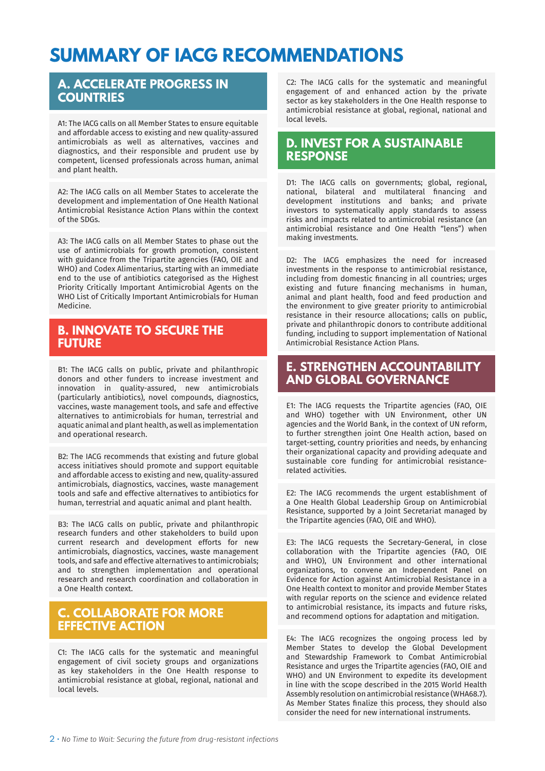# SUMMARY OF IACG RECOMMENDATIONS

## A. ACCELERATE PROGRESS IN COUNTRIES

A1: The IACG calls on all Member States to ensure equitable and affordable access to existing and new quality-assured antimicrobials as well as alternatives, vaccines and diagnostics, and their responsible and prudent use by competent, licensed professionals across human, animal and plant health.

A2: The IACG calls on all Member States to accelerate the development and implementation of One Health National Antimicrobial Resistance Action Plans within the context of the SDGs.

A3: The IACG calls on all Member States to phase out the use of antimicrobials for growth promotion, consistent with guidance from the Tripartite agencies (FAO, OIE and WHO) and Codex Alimentarius, starting with an immediate end to the use of antibiotics categorised as the Highest Priority Critically Important Antimicrobial Agents on the WHO List of Critically Important Antimicrobials for Human Medicine.

## B. INNOVATE TO SECURE THE FUTURE

B1: The IACG calls on public, private and philanthropic donors and other funders to increase investment and innovation in quality-assured, new antimicrobials (particularly antibiotics), novel compounds, diagnostics, vaccines, waste management tools, and safe and effective alternatives to antimicrobials for human, terrestrial and aquatic animal and plant health, as well as implementation and operational research.

B2: The IACG recommends that existing and future global access initiatives should promote and support equitable and affordable access to existing and new, quality-assured antimicrobials, diagnostics, vaccines, waste management tools and safe and effective alternatives to antibiotics for human, terrestrial and aquatic animal and plant health.

B3: The IACG calls on public, private and philanthropic research funders and other stakeholders to build upon current research and development efforts for new antimicrobials, diagnostics, vaccines, waste management tools, and safe and effective alternatives to antimicrobials; and to strengthen implementation and operational research and research coordination and collaboration in a One Health context.

## C. COLLABORATE FOR MORE EFFECTIVE ACTION

C1: The IACG calls for the systematic and meaningful engagement of civil society groups and organizations as key stakeholders in the One Health response to antimicrobial resistance at global, regional, national and local levels.

C2: The IACG calls for the systematic and meaningful engagement of and enhanced action by the private sector as key stakeholders in the One Health response to antimicrobial resistance at global, regional, national and local levels.

## D. INVEST FOR A SUSTAINABLE RESPONSE

D1: The IACG calls on governments; global, regional, national, bilateral and multilateral financing and development institutions and banks; and private investors to systematically apply standards to assess risks and impacts related to antimicrobial resistance (an antimicrobial resistance and One Health "lens") when making investments.

D2: The IACG emphasizes the need for increased investments in the response to antimicrobial resistance, including from domestic financing in all countries; urges existing and future financing mechanisms in human, animal and plant health, food and feed production and the environment to give greater priority to antimicrobial resistance in their resource allocations; calls on public, private and philanthropic donors to contribute additional funding, including to support implementation of National Antimicrobial Resistance Action Plans.

## E. STRENGTHEN ACCOUNTABILITY AND GLOBAL GOVERNANCE

E1: The IACG requests the Tripartite agencies (FAO, OIE and WHO) together with UN Environment, other UN agencies and the World Bank, in the context of UN reform, to further strengthen joint One Health action, based on target-setting, country priorities and needs, by enhancing their organizational capacity and providing adequate and sustainable core funding for antimicrobial resistance-related activities.

E2: The IACG recommends the urgent establishment of a One Health Global Leadership Group on Antimicrobial Resistance, supported by a Joint Secretariat managed by the Tripartite agencies (FAO, OIE and WHO).

E3: The IACG requests the Secretary-General, in close collaboration with the Tripartite agencies (FAO, OIE and WHO), UN Environment and other international organizations, to convene an Independent Panel on Evidence for Action against Antimicrobial Resistance in a One Health context to monitor and provide Member States with regular reports on the science and evidence related to antimicrobial resistance, its impacts and future risks, and recommend options for adaptation and mitigation.

E4: The IACG recognizes the ongoing process led by Member States to develop the Global Development and Stewardship Framework to Combat Antimicrobial Resistance and urges the Tripartite agencies (FAO, OIE and WHO) and UN Environment to expedite its development in line with the scope described in the 2015 World Health Assembly resolution on antimicrobial resistance (WHA68.7). As Member States finalize this process, they should also consider the need for new international instruments.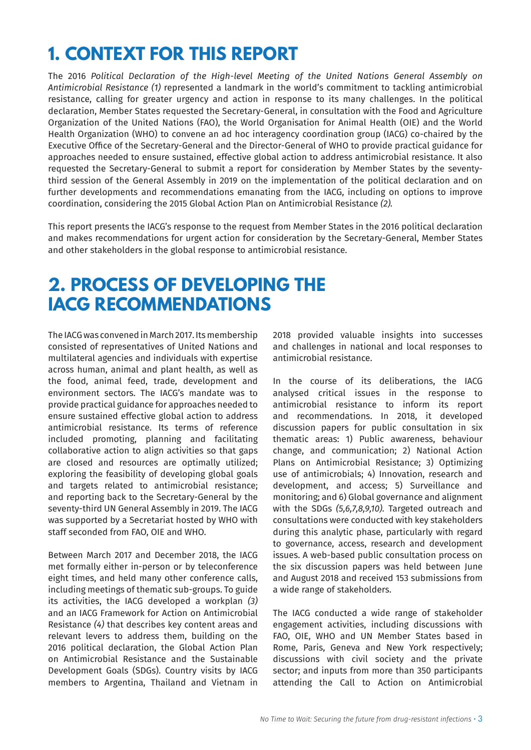# 1. CONTEXT FOR THIS REPORT

The 2016 *Political Declaration of the High-level Meeting of the United Nations General Assembly on Antimicrobial Resistance (1)* represented a landmark in the world's commitment to tackling antimicrobial resistance, calling for greater urgency and action in response to its many challenges. In the political declaration, Member States requested the Secretary-General, in consultation with the Food and Agriculture Organization of the United Nations (FAO), the World Organisation for Animal Health (OIE) and the World Health Organization (WHO) to convene an ad hoc interagency coordination group (IACG) co-chaired by the Executive Office of the Secretary-General and the Director-General of WHO to provide practical guidance for approaches needed to ensure sustained, effective global action to address antimicrobial resistance. It also requested the Secretary-General to submit a report for consideration by Member States by the seventy-third session of the General Assembly in 2019 on the implementation of the political declaration and on further developments and recommendations emanating from the IACG, including on options to improve coordination, considering the 2015 Global Action Plan on Antimicrobial Resistance *(2)*.

This report presents the IACG's response to the request from Member States in the 2016 political declaration and makes recommendations for urgent action for consideration by the Secretary-General, Member States and other stakeholders in the global response to antimicrobial resistance.

# 2. PROCESS OF DEVELOPING THE IACG RECOMMENDATIONS

The IACG was convened in March 2017. Its membership consisted of representatives of United Nations and multilateral agencies and individuals with expertise across human, animal and plant health, as well as the food, animal feed, trade, development and environment sectors. The IACG's mandate was to provide practical guidance for approaches needed to ensure sustained effective global action to address antimicrobial resistance. Its terms of reference included promoting, planning and facilitating collaborative action to align activities so that gaps are closed and resources are optimally utilized; exploring the feasibility of developing global goals and targets related to antimicrobial resistance; and reporting back to the Secretary-General by the seventy-third UN General Assembly in 2019. The IACG was supported by a Secretariat hosted by WHO with staff seconded from FAO, OIE and WHO.

Between March 2017 and December 2018, the IACG met formally either in-person or by teleconference eight times, and held many other conference calls, including meetings of thematic sub-groups. To guide its activities, the IACG developed a workplan *(3)* and an IACG Framework for Action on Antimicrobial Resistance *(4)* that describes key content areas and relevant levers to address them, building on the 2016 political declaration, the Global Action Plan on Antimicrobial Resistance and the Sustainable Development Goals (SDGs). Country visits by IACG members to Argentina, Thailand and Vietnam in 2018 provided valuable insights into successes and challenges in national and local responses to antimicrobial resistance.

In the course of its deliberations, the IACG analysed critical issues in the response to antimicrobial resistance to inform its report and recommendations. In 2018, it developed discussion papers for public consultation in six thematic areas: 1) Public awareness, behaviour change, and communication; 2) National Action Plans on Antimicrobial Resistance; 3) Optimizing use of antimicrobials; 4) Innovation, research and development, and access; 5) Surveillance and monitoring; and 6) Global governance and alignment with the SDGs *(5,6,7,8,9,10)*. Targeted outreach and consultations were conducted with key stakeholders during this analytic phase, particularly with regard to governance, access, research and development issues. A web-based public consultation process on the six discussion papers was held between June and August 2018 and received 153 submissions from a wide range of stakeholders.

The IACG conducted a wide range of stakeholder engagement activities, including discussions with FAO, OIE, WHO and UN Member States based in Rome, Paris, Geneva and New York respectively; discussions with civil society and the private sector; and inputs from more than 350 participants attending the Call to Action on Antimicrobial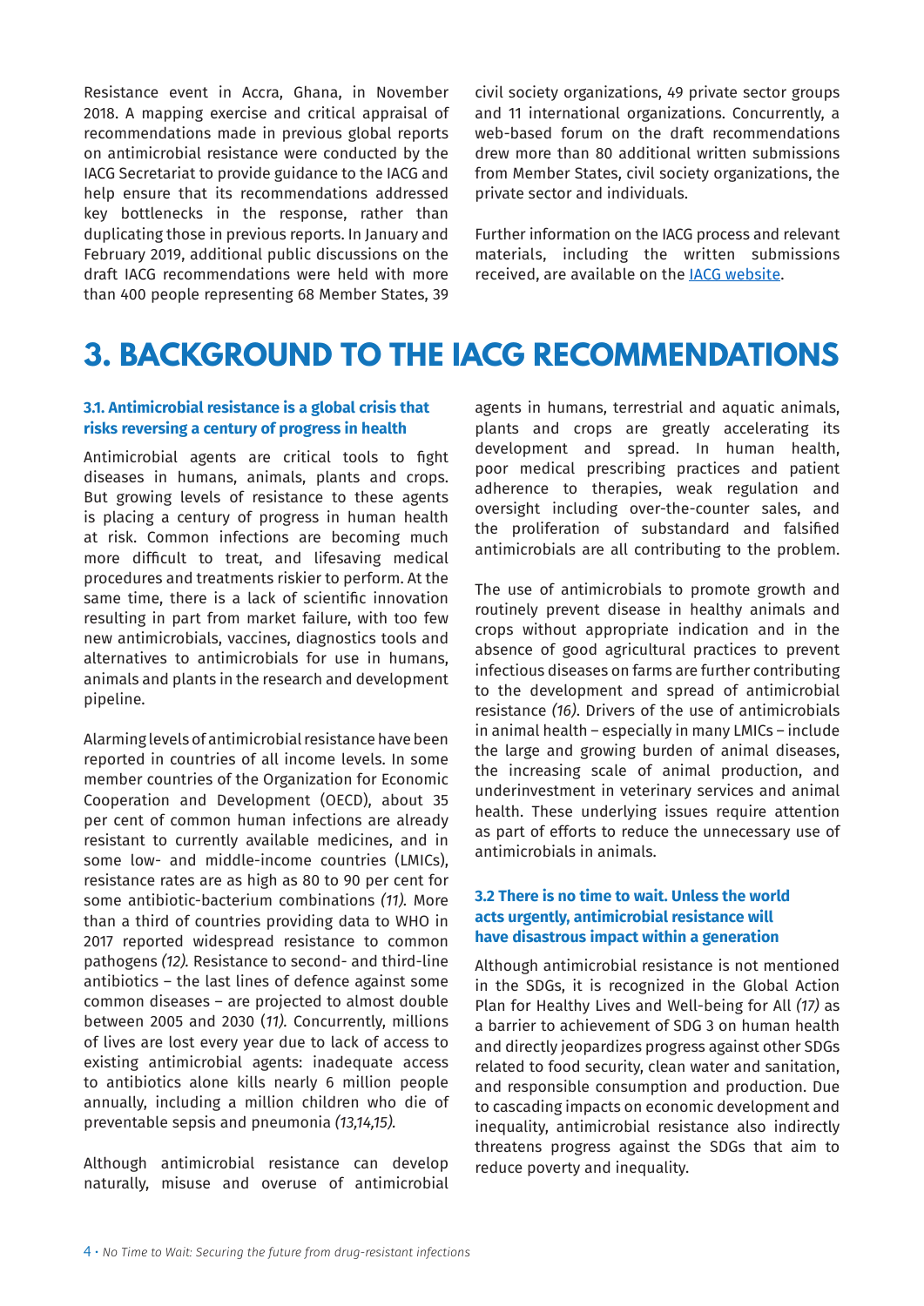Resistance event in Accra, Ghana, in November 2018. A mapping exercise and critical appraisal of recommendations made in previous global reports on antimicrobial resistance were conducted by the IACG Secretariat to provide guidance to the IACG and help ensure that its recommendations addressed key bottlenecks in the response, rather than duplicating those in previous reports. In January and February 2019, additional public discussions on the draft IACG recommendations were held with more than 400 people representing 68 Member States, 39 civil society organizations, 49 private sector groups and 11 international organizations. Concurrently, a web-based forum on the draft recommendations drew more than 80 additional written submissions from Member States, civil society organizations, the private sector and individuals.

Further information on the IACG process and relevant materials, including the written submissions received, are available on the [IACG website](#).

# 3. BACKGROUND TO THE IACG RECOMMENDATIONS

### 3.1. Antimicrobial resistance is a global crisis that risks reversing a century of progress in health

Antimicrobial agents are critical tools to fight diseases in humans, animals, plants and crops. But growing levels of resistance to these agents is placing a century of progress in human health at risk. Common infections are becoming much more difficult to treat, and lifesaving medical procedures and treatments riskier to perform. At the same time, there is a lack of scientific innovation resulting in part from market failure, with too few new antimicrobials, vaccines, diagnostics tools and alternatives to antimicrobials for use in humans, animals and plants in the research and development pipeline.

Alarming levels of antimicrobial resistance have been reported in countries of all income levels. In some member countries of the Organization for Economic Cooperation and Development (OECD), about 35 per cent of common human infections are already resistant to currently available medicines, and in some low- and middle-income countries (LMICs), resistance rates are as high as 80 to 90 per cent for some antibiotic-bacterium combinations *(11)*. More than a third of countries providing data to WHO in 2017 reported widespread resistance to common pathogens *(12)*. Resistance to second- and third-line antibiotics – the last lines of defence against some common diseases – are projected to almost double between 2005 and 2030 (*11*). Concurrently, millions of lives are lost every year due to lack of access to existing antimicrobial agents: inadequate access to antibiotics alone kills nearly 6 million people annually, including a million children who die of preventable sepsis and pneumonia *(13,14,15)*.

Although antimicrobial resistance can develop naturally, misuse and overuse of antimicrobial agents in humans, terrestrial and aquatic animals, plants and crops are greatly accelerating its development and spread. In human health, poor medical prescribing practices and patient adherence to therapies, weak regulation and oversight including over-the-counter sales, and the proliferation of substandard and falsified antimicrobials are all contributing to the problem.

The use of antimicrobials to promote growth and routinely prevent disease in healthy animals and crops without appropriate indication and in the absence of good agricultural practices to prevent infectious diseases on farms are further contributing to the development and spread of antimicrobial resistance *(16)*. Drivers of the use of antimicrobials in animal health – especially in many LMICs – include the large and growing burden of animal diseases, the increasing scale of animal production, and underinvestment in veterinary services and animal health. These underlying issues require attention as part of efforts to reduce the unnecessary use of antimicrobials in animals.

### 3.2 There is no time to wait. Unless the world acts urgently, antimicrobial resistance will have disastrous impact within a generation

Although antimicrobial resistance is not mentioned in the SDGs, it is recognized in the Global Action Plan for Healthy Lives and Well-being for All *(17)* as a barrier to achievement of SDG 3 on human health and directly jeopardizes progress against other SDGs related to food security, clean water and sanitation, and responsible consumption and production. Due to cascading impacts on economic development and inequality, antimicrobial resistance also indirectly threatens progress against the SDGs that aim to reduce poverty and inequality.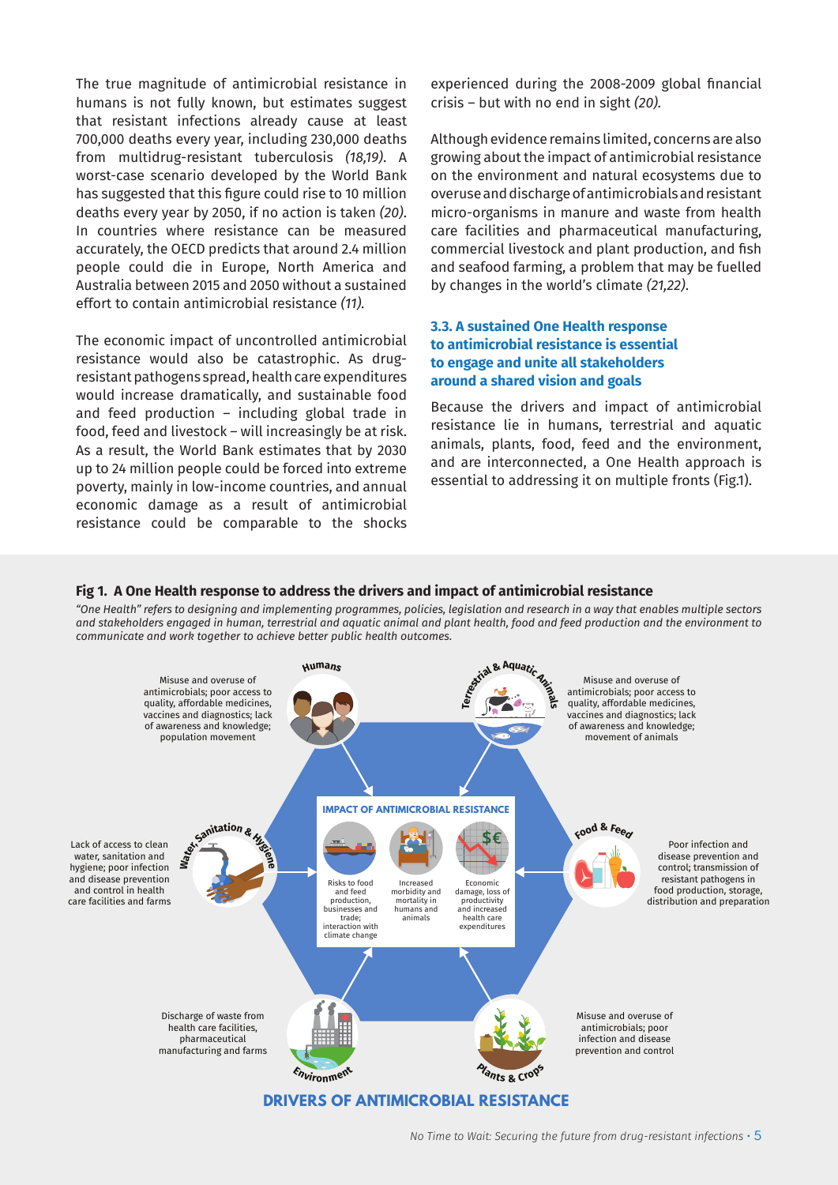The true magnitude of antimicrobial resistance in humans is not fully known, but estimates suggest that resistant infections already cause at least 700,000 deaths every year, including 230,000 deaths from multidrug-resistant tuberculosis *(18,19)*. A worst-case scenario developed by the World Bank has suggested that this figure could rise to 10 million deaths every year by 2050, if no action is taken *(20)*. In countries where resistance can be measured accurately, the OECD predicts that around 2.4 million people could die in Europe, North America and Australia between 2015 and 2050 without a sustained effort to contain antimicrobial resistance *(11)*.

The economic impact of uncontrolled antimicrobial resistance would also be catastrophic. As drug-resistant pathogens spread, health care expenditures would increase dramatically, and sustainable food and feed production – including global trade in food, feed and livestock – will increasingly be at risk. As a result, the World Bank estimates that by 2030 up to 24 million people could be forced into extreme poverty, mainly in low-income countries, and annual economic damage as a result of antimicrobial resistance could be comparable to the shocks experienced during the 2008-2009 global financial crisis – but with no end in sight *(20)*.

Although evidence remains limited, concerns are also growing about the impact of antimicrobial resistance on the environment and natural ecosystems due to overuse and discharge of antimicrobials and resistant micro-organisms in manure and waste from health care facilities and pharmaceutical manufacturing, commercial livestock and plant production, and fish and seafood farming, a problem that may be fuelled by changes in the world's climate *(21,22)*.

### 3.3. A sustained One Health response to antimicrobial resistance is essential to engage and unite all stakeholders around a shared vision and goals

Because the drivers and impact of antimicrobial resistance lie in humans, terrestrial and aquatic animals, plants, food, feed and the environment, and are interconnected, a One Health approach is essential to addressing it on multiple fronts (Fig.1).

**Fig 1. A One Health response to address the drivers and impact of antimicrobial resistance**

*"One Health" refers to designing and implementing programmes, policies, legislation and research in a way that enables multiple sectors and stakeholders engaged in human, terrestrial and aquatic animal and plant health, food and feed production and the environment to communicate and work together to achieve better public health outcomes.*

**Humans**: Misuse and overuse of antimicrobials; poor access to quality, affordable medicines, vaccines and diagnostics; lack of awareness and knowledge; population movement

**Terrestrial & Aquatic Animals**: Misuse and overuse of antimicrobials; poor access to quality, affordable medicines, vaccines and diagnostics; lack of awareness and knowledge; movement of animals

**Water, Sanitation & Hygiene**: Lack of access to clean water, sanitation and hygiene; poor infection and disease prevention and control in health care facilities and farms

**Food & Feed**: Poor infection and disease prevention and control; transmission of resistant pathogens in food production, storage, distribution and preparation

**Environment**: Discharge of waste from health care facilities, pharmaceutical manufacturing and farms

**Plants & Crops**: Misuse and overuse of antimicrobials; poor infection and disease prevention and control

**IMPACT OF ANTIMICROBIAL RESISTANCE**
- Risks to food and feed production, businesses and trade; interaction with climate change
- Increased morbidity and mortality in humans and animals
- Economic damage, loss of productivity and increased health care expenditures

**DRIVERS OF ANTIMICROBIAL RESISTANCE**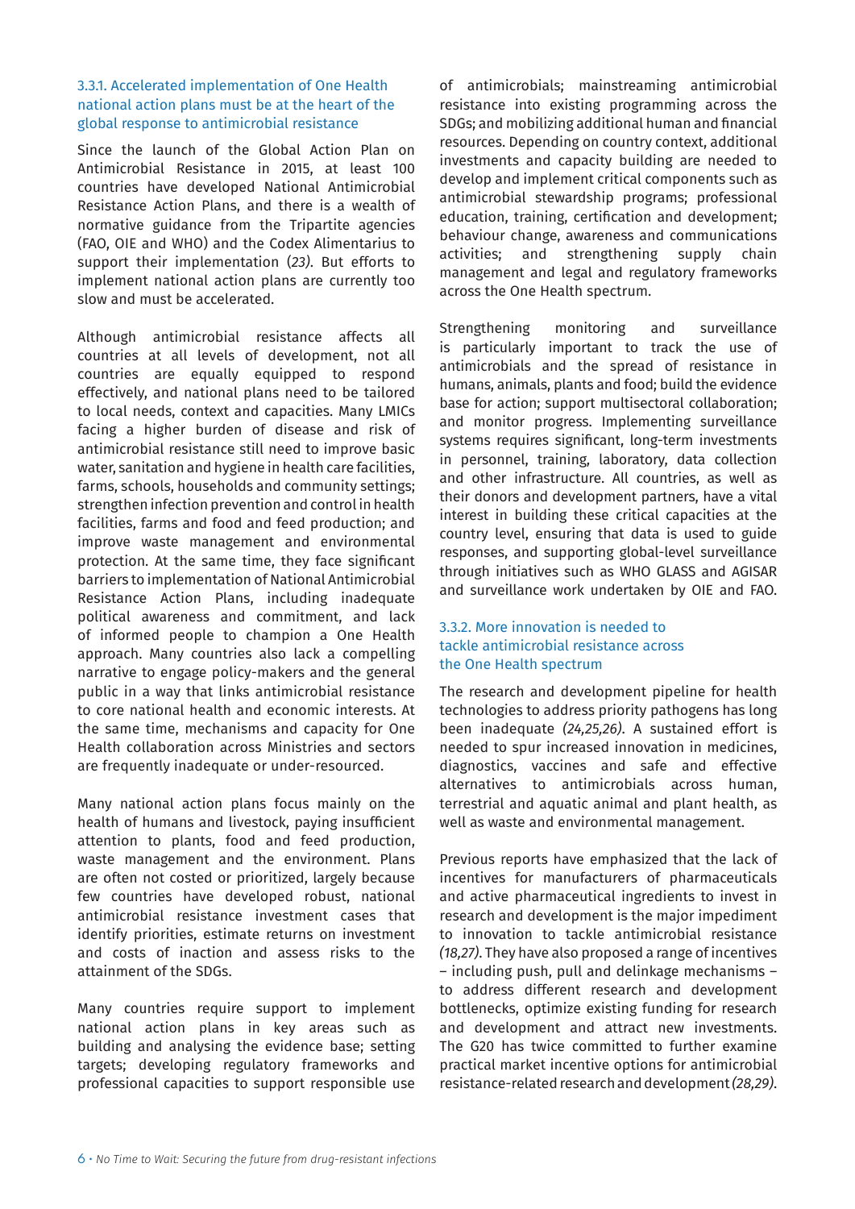### 3.3.1. Accelerated implementation of One Health national action plans must be at the heart of the global response to antimicrobial resistance

Since the launch of the Global Action Plan on Antimicrobial Resistance in 2015, at least 100 countries have developed National Antimicrobial Resistance Action Plans, and there is a wealth of normative guidance from the Tripartite agencies (FAO, OIE and WHO) and the Codex Alimentarius to support their implementation (*23*). But efforts to implement national action plans are currently too slow and must be accelerated.

Although antimicrobial resistance affects all countries at all levels of development, not all countries are equally equipped to respond effectively, and national plans need to be tailored to local needs, context and capacities. Many LMICs facing a higher burden of disease and risk of antimicrobial resistance still need to improve basic water, sanitation and hygiene in health care facilities, farms, schools, households and community settings; strengthen infection prevention and control in health facilities, farms and food and feed production; and improve waste management and environmental protection. At the same time, they face significant barriers to implementation of National Antimicrobial Resistance Action Plans, including inadequate political awareness and commitment, and lack of informed people to champion a One Health approach. Many countries also lack a compelling narrative to engage policy-makers and the general public in a way that links antimicrobial resistance to core national health and economic interests. At the same time, mechanisms and capacity for One Health collaboration across Ministries and sectors are frequently inadequate or under-resourced.

Many national action plans focus mainly on the health of humans and livestock, paying insufficient attention to plants, food and feed production, waste management and the environment. Plans are often not costed or prioritized, largely because few countries have developed robust, national antimicrobial resistance investment cases that identify priorities, estimate returns on investment and costs of inaction and assess risks to the attainment of the SDGs.

Many countries require support to implement national action plans in key areas such as building and analysing the evidence base; setting targets; developing regulatory frameworks and professional capacities to support responsible use of antimicrobials; mainstreaming antimicrobial resistance into existing programming across the SDGs; and mobilizing additional human and financial resources. Depending on country context, additional investments and capacity building are needed to develop and implement critical components such as antimicrobial stewardship programs; professional education, training, certification and development; behaviour change, awareness and communications activities; and strengthening supply chain management and legal and regulatory frameworks across the One Health spectrum.

Strengthening monitoring and surveillance is particularly important to track the use of antimicrobials and the spread of resistance in humans, animals, plants and food; build the evidence base for action; support multisectoral collaboration; and monitor progress. Implementing surveillance systems requires significant, long-term investments in personnel, training, laboratory, data collection and other infrastructure. All countries, as well as their donors and development partners, have a vital interest in building these critical capacities at the country level, ensuring that data is used to guide responses, and supporting global-level surveillance through initiatives such as WHO GLASS and AGISAR and surveillance work undertaken by OIE and FAO.

### 3.3.2. More innovation is needed to tackle antimicrobial resistance across the One Health spectrum

The research and development pipeline for health technologies to address priority pathogens has long been inadequate *(24,25,26)*. A sustained effort is needed to spur increased innovation in medicines, diagnostics, vaccines and safe and effective alternatives to antimicrobials across human, terrestrial and aquatic animal and plant health, as well as waste and environmental management.

Previous reports have emphasized that the lack of incentives for manufacturers of pharmaceuticals and active pharmaceutical ingredients to invest in research and development is the major impediment to innovation to tackle antimicrobial resistance *(18,27)*. They have also proposed a range of incentives – including push, pull and delinkage mechanisms – to address different research and development bottlenecks, optimize existing funding for research and development and attract new investments. The G20 has twice committed to further examine practical market incentive options for antimicrobial resistance-related research and development *(28,29)*.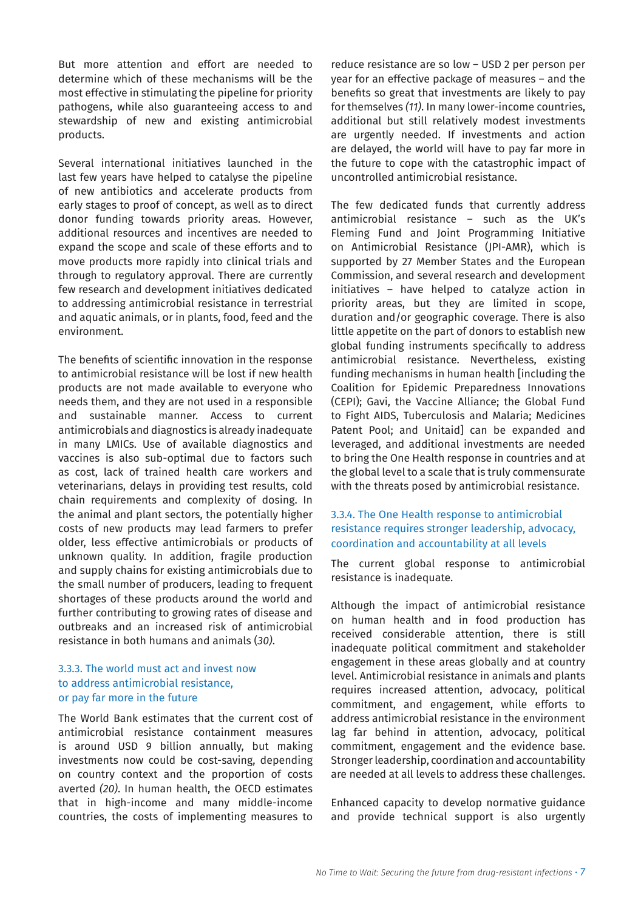But more attention and effort are needed to determine which of these mechanisms will be the most effective in stimulating the pipeline for priority pathogens, while also guaranteeing access to and stewardship of new and existing antimicrobial products.

Several international initiatives launched in the last few years have helped to catalyse the pipeline of new antibiotics and accelerate products from early stages to proof of concept, as well as to direct donor funding towards priority areas. However, additional resources and incentives are needed to expand the scope and scale of these efforts and to move products more rapidly into clinical trials and through to regulatory approval. There are currently few research and development initiatives dedicated to addressing antimicrobial resistance in terrestrial and aquatic animals, or in plants, food, feed and the environment.

The benefits of scientific innovation in the response to antimicrobial resistance will be lost if new health products are not made available to everyone who needs them, and they are not used in a responsible and sustainable manner. Access to current antimicrobials and diagnostics is already inadequate in many LMICs. Use of available diagnostics and vaccines is also sub-optimal due to factors such as cost, lack of trained health care workers and veterinarians, delays in providing test results, cold chain requirements and complexity of dosing. In the animal and plant sectors, the potentially higher costs of new products may lead farmers to prefer older, less effective antimicrobials or products of unknown quality. In addition, fragile production and supply chains for existing antimicrobials due to the small number of producers, leading to frequent shortages of these products around the world and further contributing to growing rates of disease and outbreaks and an increased risk of antimicrobial resistance in both humans and animals *(30)*.

### 3.3.3. The world must act and invest now to address antimicrobial resistance, or pay far more in the future

The World Bank estimates that the current cost of antimicrobial resistance containment measures is around USD 9 billion annually, but making investments now could be cost-saving, depending on country context and the proportion of costs averted *(20)*. In human health, the OECD estimates that in high-income and many middle-income countries, the costs of implementing measures to reduce resistance are so low – USD 2 per person per year for an effective package of measures – and the benefits so great that investments are likely to pay for themselves *(11)*. In many lower-income countries, additional but still relatively modest investments are urgently needed. If investments and action are delayed, the world will have to pay far more in the future to cope with the catastrophic impact of uncontrolled antimicrobial resistance.

The few dedicated funds that currently address antimicrobial resistance – such as the UK's Fleming Fund and Joint Programming Initiative on Antimicrobial Resistance (JPI-AMR), which is supported by 27 Member States and the European Commission, and several research and development initiatives – have helped to catalyze action in priority areas, but they are limited in scope, duration and/or geographic coverage. There is also little appetite on the part of donors to establish new global funding instruments specifically to address antimicrobial resistance. Nevertheless, existing funding mechanisms in human health [including the Coalition for Epidemic Preparedness Innovations (CEPI); Gavi, the Vaccine Alliance; the Global Fund to Fight AIDS, Tuberculosis and Malaria; Medicines Patent Pool; and Unitaid] can be expanded and leveraged, and additional investments are needed to bring the One Health response in countries and at the global level to a scale that is truly commensurate with the threats posed by antimicrobial resistance.

### 3.3.4. The One Health response to antimicrobial resistance requires stronger leadership, advocacy, coordination and accountability at all levels

The current global response to antimicrobial resistance is inadequate.

Although the impact of antimicrobial resistance on human health and in food production has received considerable attention, there is still inadequate political commitment and stakeholder engagement in these areas globally and at country level. Antimicrobial resistance in animals and plants requires increased attention, advocacy, political commitment, and engagement, while efforts to address antimicrobial resistance in the environment lag far behind in attention, advocacy, political commitment, engagement and the evidence base. Stronger leadership, coordination and accountability are needed at all levels to address these challenges.

Enhanced capacity to develop normative guidance and provide technical support is also urgently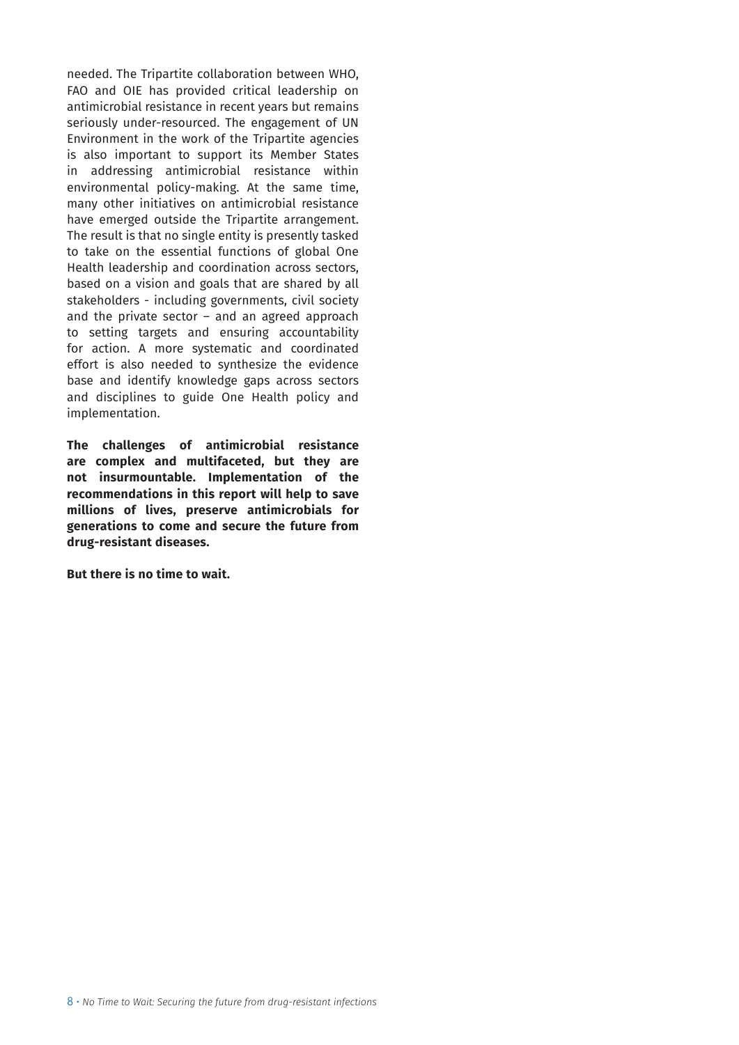needed. The Tripartite collaboration between WHO, FAO and OIE has provided critical leadership on antimicrobial resistance in recent years but remains seriously under-resourced. The engagement of UN Environment in the work of the Tripartite agencies is also important to support its Member States in addressing antimicrobial resistance within environmental policy-making. At the same time, many other initiatives on antimicrobial resistance have emerged outside the Tripartite arrangement. The result is that no single entity is presently tasked to take on the essential functions of global One Health leadership and coordination across sectors, based on a vision and goals that are shared by all stakeholders - including governments, civil society and the private sector – and an agreed approach to setting targets and ensuring accountability for action. A more systematic and coordinated effort is also needed to synthesize the evidence base and identify knowledge gaps across sectors and disciplines to guide One Health policy and implementation.

**The challenges of antimicrobial resistance are complex and multifaceted, but they are not insurmountable. Implementation of the recommendations in this report will help to save millions of lives, preserve antimicrobials for generations to come and secure the future from drug-resistant diseases.**

**But there is no time to wait.**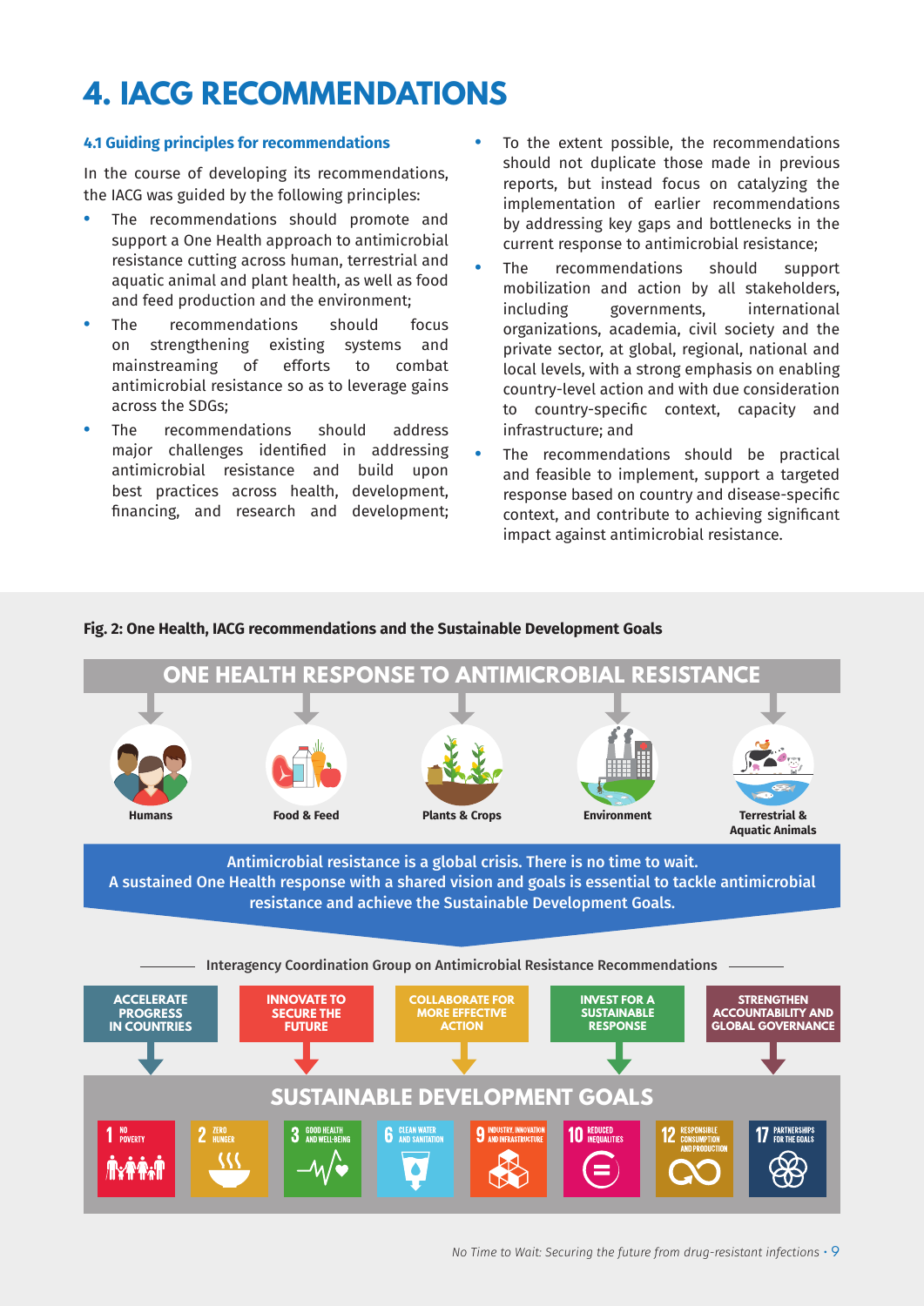# 4. IACG RECOMMENDATIONS

### 4.1 Guiding principles for recommendations

In the course of developing its recommendations, the IACG was guided by the following principles:

- The recommendations should promote and support a One Health approach to antimicrobial resistance cutting across human, terrestrial and aquatic animal and plant health, as well as food and feed production and the environment;
- The recommendations should focus on strengthening existing systems and mainstreaming of efforts to combat antimicrobial resistance so as to leverage gains across the SDGs;
- The recommendations should address major challenges identified in addressing antimicrobial resistance and build upon best practices across health, development, financing, and research and development;
- To the extent possible, the recommendations should not duplicate those made in previous reports, but instead focus on catalyzing the implementation of earlier recommendations by addressing key gaps and bottlenecks in the current response to antimicrobial resistance;
- The recommendations should support mobilization and action by all stakeholders, including governments, international organizations, academia, civil society and the private sector, at global, regional, national and local levels, with a strong emphasis on enabling country-level action and with due consideration to country-specific context, capacity and infrastructure; and
- The recommendations should be practical and feasible to implement, support a targeted response based on country and disease-specific context, and contribute to achieving significant impact against antimicrobial resistance.

**Fig. 2: One Health, IACG recommendations and the Sustainable Development Goals**

**ONE HEALTH RESPONSE TO ANTIMICROBIAL RESISTANCE**

Humans | Food & Feed | Plants & Crops | Environment | Terrestrial & Aquatic Animals

**Antimicrobial resistance is a global crisis. There is no time to wait.**
**A sustained One Health response with a shared vision and goals is essential to tackle antimicrobial resistance and achieve the Sustainable Development Goals.**

Interagency Coordination Group on Antimicrobial Resistance Recommendations

- ACCELERATE PROGRESS IN COUNTRIES
- INNOVATE TO SECURE THE FUTURE
- COLLABORATE FOR MORE EFFECTIVE ACTION
- INVEST FOR A SUSTAINABLE RESPONSE
- STRENGTHEN ACCOUNTABILITY AND GLOBAL GOVERNANCE

**SUSTAINABLE DEVELOPMENT GOALS**

1 No Poverty | 2 Zero Hunger | 3 Good Health and Well-Being | 6 Clean Water and Sanitation | 9 Industry, Innovation and Infrastructure | 10 Reduced Inequalities | 12 Responsible Consumption and Production | 17 Partnerships for the Goals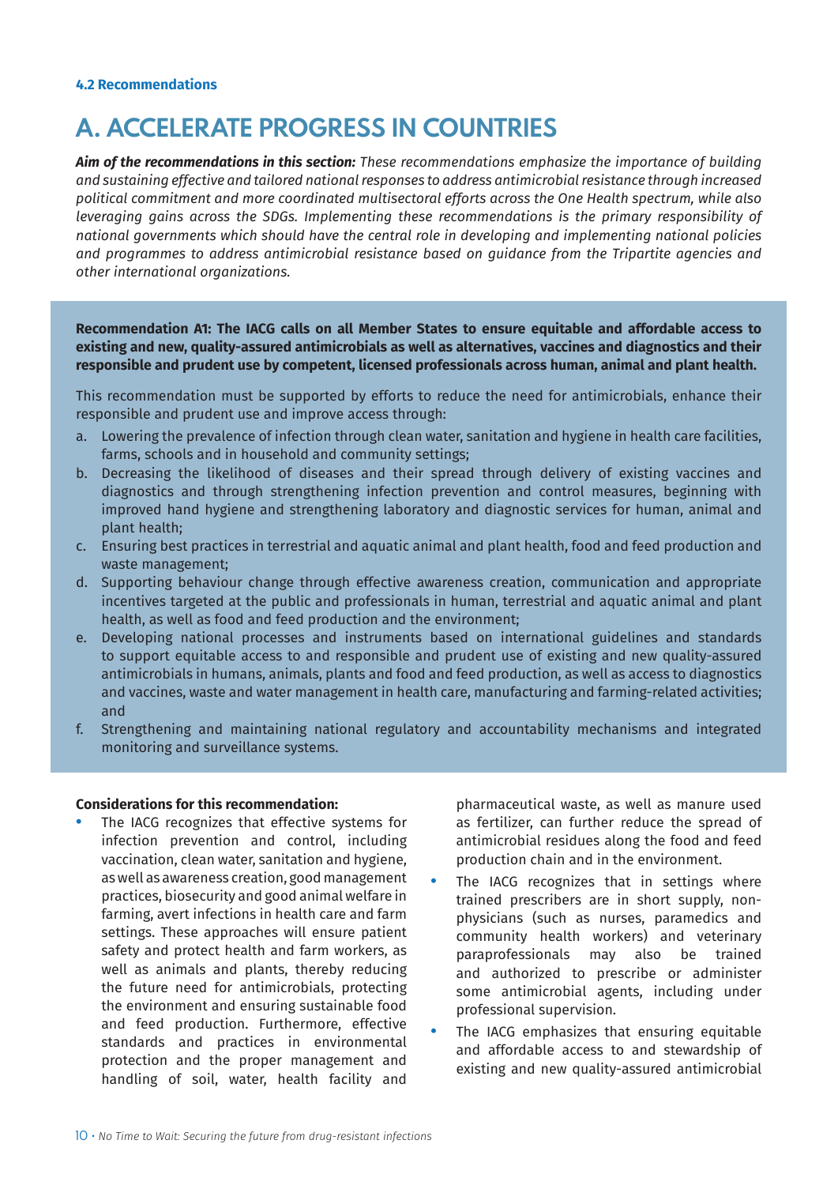### 4.2 Recommendations

# A. ACCELERATE PROGRESS IN COUNTRIES

***Aim of the recommendations in this section:*** *These recommendations emphasize the importance of building and sustaining effective and tailored national responses to address antimicrobial resistance through increased political commitment and more coordinated multisectoral efforts across the One Health spectrum, while also leveraging gains across the SDGs. Implementing these recommendations is the primary responsibility of national governments which should have the central role in developing and implementing national policies and programmes to address antimicrobial resistance based on guidance from the Tripartite agencies and other international organizations.*

**Recommendation A1: The IACG calls on all Member States to ensure equitable and affordable access to existing and new, quality-assured antimicrobials as well as alternatives, vaccines and diagnostics and their responsible and prudent use by competent, licensed professionals across human, animal and plant health.**

This recommendation must be supported by efforts to reduce the need for antimicrobials, enhance their responsible and prudent use and improve access through:

a. Lowering the prevalence of infection through clean water, sanitation and hygiene in health care facilities, farms, schools and in household and community settings;
b. Decreasing the likelihood of diseases and their spread through delivery of existing vaccines and diagnostics and through strengthening infection prevention and control measures, beginning with improved hand hygiene and strengthening laboratory and diagnostic services for human, animal and plant health;
c. Ensuring best practices in terrestrial and aquatic animal and plant health, food and feed production and waste management;
d. Supporting behaviour change through effective awareness creation, communication and appropriate incentives targeted at the public and professionals in human, terrestrial and aquatic animal and plant health, as well as food and feed production and the environment;
e. Developing national processes and instruments based on international guidelines and standards to support equitable access to and responsible and prudent use of existing and new quality-assured antimicrobials in humans, animals, plants and food and feed production, as well as access to diagnostics and vaccines, waste and water management in health care, manufacturing and farming-related activities; and
f. Strengthening and maintaining national regulatory and accountability mechanisms and integrated monitoring and surveillance systems.

**Considerations for this recommendation:**

- The IACG recognizes that effective systems for infection prevention and control, including vaccination, clean water, sanitation and hygiene, as well as awareness creation, good management practices, biosecurity and good animal welfare in farming, avert infections in health care and farm settings. These approaches will ensure patient safety and protect health and farm workers, as well as animals and plants, thereby reducing the future need for antimicrobials, protecting the environment and ensuring sustainable food and feed production. Furthermore, effective standards and practices in environmental protection and the proper management and handling of soil, water, health facility and pharmaceutical waste, as well as manure used as fertilizer, can further reduce the spread of antimicrobial residues along the food and feed production chain and in the environment.
- The IACG recognizes that in settings where trained prescribers are in short supply, non-physicians (such as nurses, paramedics and community health workers) and veterinary paraprofessionals may also be trained and authorized to prescribe or administer some antimicrobial agents, including under professional supervision.
- The IACG emphasizes that ensuring equitable and affordable access to and stewardship of existing and new quality-assured antimicrobial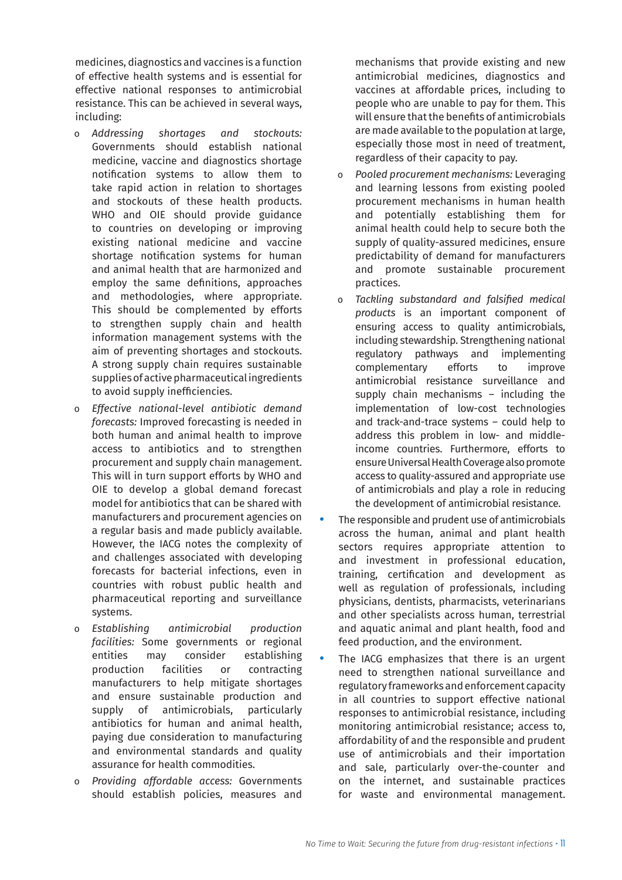medicines, diagnostics and vaccines is a function of effective health systems and is essential for effective national responses to antimicrobial resistance. This can be achieved in several ways, including:

- *Addressing shortages and stockouts:* Governments should establish national medicine, vaccine and diagnostics shortage notification systems to allow them to take rapid action in relation to shortages and stockouts of these health products. WHO and OIE should provide guidance to countries on developing or improving existing national medicine and vaccine shortage notification systems for human and animal health that are harmonized and employ the same definitions, approaches and methodologies, where appropriate. This should be complemented by efforts to strengthen supply chain and health information management systems with the aim of preventing shortages and stockouts. A strong supply chain requires sustainable supplies of active pharmaceutical ingredients to avoid supply inefficiencies.
- *Effective national-level antibiotic demand forecasts:* Improved forecasting is needed in both human and animal health to improve access to antibiotics and to strengthen procurement and supply chain management. This will in turn support efforts by WHO and OIE to develop a global demand forecast model for antibiotics that can be shared with manufacturers and procurement agencies on a regular basis and made publicly available. However, the IACG notes the complexity of and challenges associated with developing forecasts for bacterial infections, even in countries with robust public health and pharmaceutical reporting and surveillance systems.
- *Establishing antimicrobial production facilities:* Some governments or regional entities may consider establishing production facilities or contracting manufacturers to help mitigate shortages and ensure sustainable production and supply of antimicrobials, particularly antibiotics for human and animal health, paying due consideration to manufacturing and environmental standards and quality assurance for health commodities.
- *Providing affordable access:* Governments should establish policies, measures and mechanisms that provide existing and new antimicrobial medicines, diagnostics and vaccines at affordable prices, including to people who are unable to pay for them. This will ensure that the benefits of antimicrobials are made available to the population at large, especially those most in need of treatment, regardless of their capacity to pay.
- *Pooled procurement mechanisms:* Leveraging and learning lessons from existing pooled procurement mechanisms in human health and potentially establishing them for animal health could help to secure both the supply of quality-assured medicines, ensure predictability of demand for manufacturers and promote sustainable procurement practices.
- *Tackling substandard and falsified medical products* is an important component of ensuring access to quality antimicrobials, including stewardship. Strengthening national regulatory pathways and implementing complementary efforts to improve antimicrobial resistance surveillance and supply chain mechanisms – including the implementation of low-cost technologies and track-and-trace systems – could help to address this problem in low- and middle-income countries. Furthermore, efforts to ensure Universal Health Coverage also promote access to quality-assured and appropriate use of antimicrobials and play a role in reducing the development of antimicrobial resistance.

- The responsible and prudent use of antimicrobials across the human, animal and plant health sectors requires appropriate attention to and investment in professional education, training, certification and development as well as regulation of professionals, including physicians, dentists, pharmacists, veterinarians and other specialists across human, terrestrial and aquatic animal and plant health, food and feed production, and the environment.
- The IACG emphasizes that there is an urgent need to strengthen national surveillance and regulatory frameworks and enforcement capacity in all countries to support effective national responses to antimicrobial resistance, including monitoring antimicrobial resistance; access to, affordability of and the responsible and prudent use of antimicrobials and their importation and sale, particularly over-the-counter and on the internet, and sustainable practices for waste and environmental management.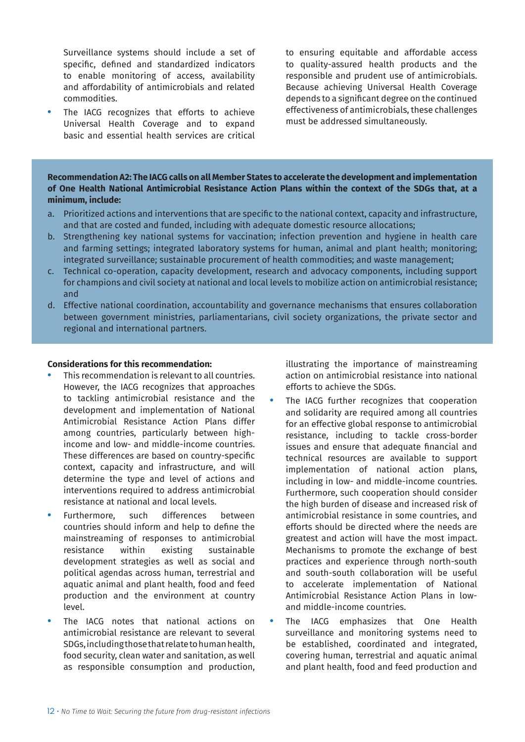Surveillance systems should include a set of specific, defined and standardized indicators to enable monitoring of access, availability and affordability of antimicrobials and related commodities.

- The IACG recognizes that efforts to achieve Universal Health Coverage and to expand basic and essential health services are critical to ensuring equitable and affordable access to quality-assured health products and the responsible and prudent use of antimicrobials. Because achieving Universal Health Coverage depends to a significant degree on the continued effectiveness of antimicrobials, these challenges must be addressed simultaneously.

**Recommendation A2: The IACG calls on all Member States to accelerate the development and implementation of One Health National Antimicrobial Resistance Action Plans within the context of the SDGs that, at a minimum, include:**

a. Prioritized actions and interventions that are specific to the national context, capacity and infrastructure, and that are costed and funded, including with adequate domestic resource allocations;
b. Strengthening key national systems for vaccination; infection prevention and hygiene in health care and farming settings; integrated laboratory systems for human, animal and plant health; monitoring; integrated surveillance; sustainable procurement of health commodities; and waste management;
c. Technical co-operation, capacity development, research and advocacy components, including support for champions and civil society at national and local levels to mobilize action on antimicrobial resistance; and
d. Effective national coordination, accountability and governance mechanisms that ensures collaboration between government ministries, parliamentarians, civil society organizations, the private sector and regional and international partners.

**Considerations for this recommendation:**

- This recommendation is relevant to all countries. However, the IACG recognizes that approaches to tackling antimicrobial resistance and the development and implementation of National Antimicrobial Resistance Action Plans differ among countries, particularly between high-income and low- and middle-income countries. These differences are based on country-specific context, capacity and infrastructure, and will determine the type and level of actions and interventions required to address antimicrobial resistance at national and local levels.
- Furthermore, such differences between countries should inform and help to define the mainstreaming of responses to antimicrobial resistance within existing sustainable development strategies as well as social and political agendas across human, terrestrial and aquatic animal and plant health, food and feed production and the environment at country level.
- The IACG notes that national actions on antimicrobial resistance are relevant to several SDGs, including those that relate to human health, food security, clean water and sanitation, as well as responsible consumption and production, illustrating the importance of mainstreaming action on antimicrobial resistance into national efforts to achieve the SDGs.
- The IACG further recognizes that cooperation and solidarity are required among all countries for an effective global response to antimicrobial resistance, including to tackle cross-border issues and ensure that adequate financial and technical resources are available to support implementation of national action plans, including in low- and middle-income countries. Furthermore, such cooperation should consider the high burden of disease and increased risk of antimicrobial resistance in some countries, and efforts should be directed where the needs are greatest and action will have the most impact. Mechanisms to promote the exchange of best practices and experience through north-south and south-south collaboration will be useful to accelerate implementation of National Antimicrobial Resistance Action Plans in low- and middle-income countries.
- The IACG emphasizes that One Health surveillance and monitoring systems need to be established, coordinated and integrated, covering human, terrestrial and aquatic animal and plant health, food and feed production and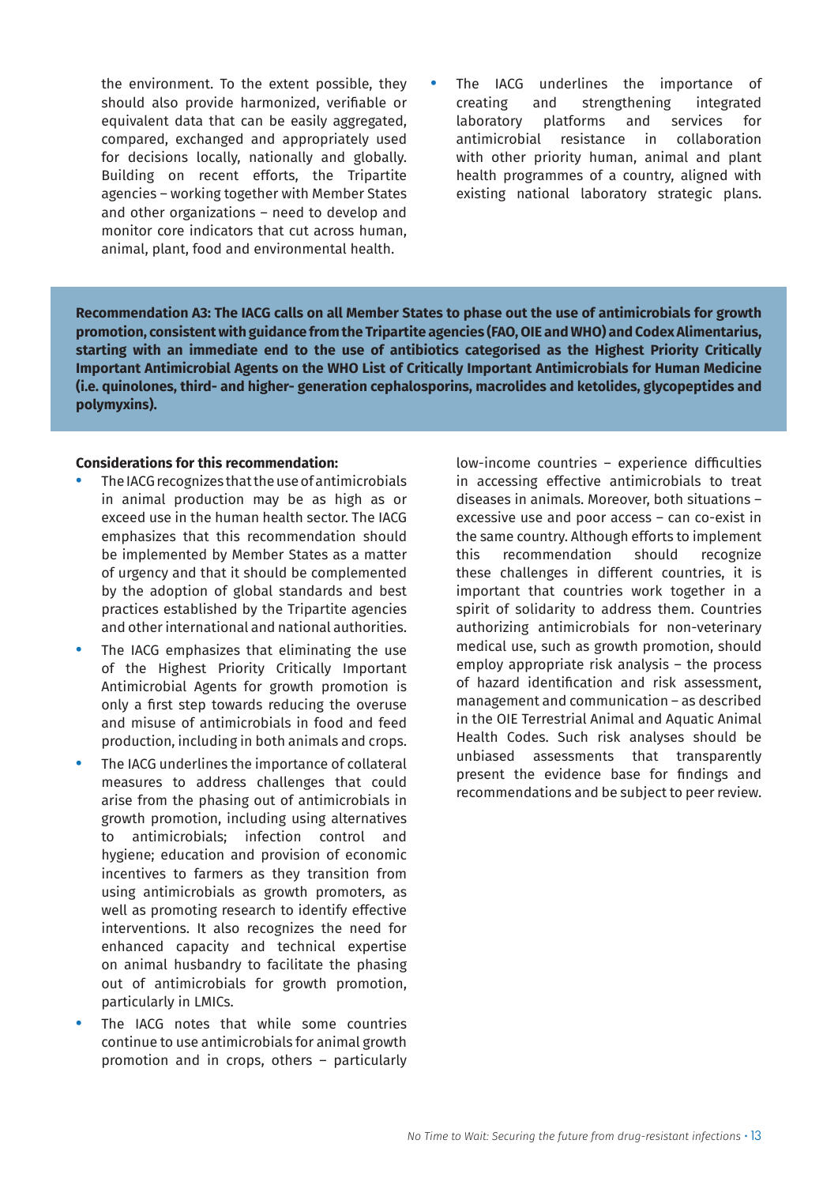the environment. To the extent possible, they should also provide harmonized, verifiable or equivalent data that can be easily aggregated, compared, exchanged and appropriately used for decisions locally, nationally and globally. Building on recent efforts, the Tripartite agencies – working together with Member States and other organizations – need to develop and monitor core indicators that cut across human, animal, plant, food and environmental health.

- The IACG underlines the importance of creating and strengthening integrated laboratory platforms and services for antimicrobial resistance in collaboration with other priority human, animal and plant health programmes of a country, aligned with existing national laboratory strategic plans.

**Recommendation A3: The IACG calls on all Member States to phase out the use of antimicrobials for growth promotion, consistent with guidance from the Tripartite agencies (FAO, OIE and WHO) and Codex Alimentarius, starting with an immediate end to the use of antibiotics categorised as the Highest Priority Critically Important Antimicrobial Agents on the WHO List of Critically Important Antimicrobials for Human Medicine (i.e. quinolones, third- and higher- generation cephalosporins, macrolides and ketolides, glycopeptides and polymyxins).**

**Considerations for this recommendation:**

- The IACG recognizes that the use of antimicrobials in animal production may be as high as or exceed use in the human health sector. The IACG emphasizes that this recommendation should be implemented by Member States as a matter of urgency and that it should be complemented by the adoption of global standards and best practices established by the Tripartite agencies and other international and national authorities.
- The IACG emphasizes that eliminating the use of the Highest Priority Critically Important Antimicrobial Agents for growth promotion is only a first step towards reducing the overuse and misuse of antimicrobials in food and feed production, including in both animals and crops.
- The IACG underlines the importance of collateral measures to address challenges that could arise from the phasing out of antimicrobials in growth promotion, including using alternatives to antimicrobials; infection control and hygiene; education and provision of economic incentives to farmers as they transition from using antimicrobials as growth promoters, as well as promoting research to identify effective interventions. It also recognizes the need for enhanced capacity and technical expertise on animal husbandry to facilitate the phasing out of antimicrobials for growth promotion, particularly in LMICs.
- The IACG notes that while some countries continue to use antimicrobials for animal growth promotion and in crops, others – particularly low-income countries – experience difficulties in accessing effective antimicrobials to treat diseases in animals. Moreover, both situations – excessive use and poor access – can co-exist in the same country. Although efforts to implement this recommendation should recognize these challenges in different countries, it is important that countries work together in a spirit of solidarity to address them. Countries authorizing antimicrobials for non-veterinary medical use, such as growth promotion, should employ appropriate risk analysis – the process of hazard identification and risk assessment, management and communication – as described in the OIE Terrestrial Animal and Aquatic Animal Health Codes. Such risk analyses should be unbiased assessments that transparently present the evidence base for findings and recommendations and be subject to peer review.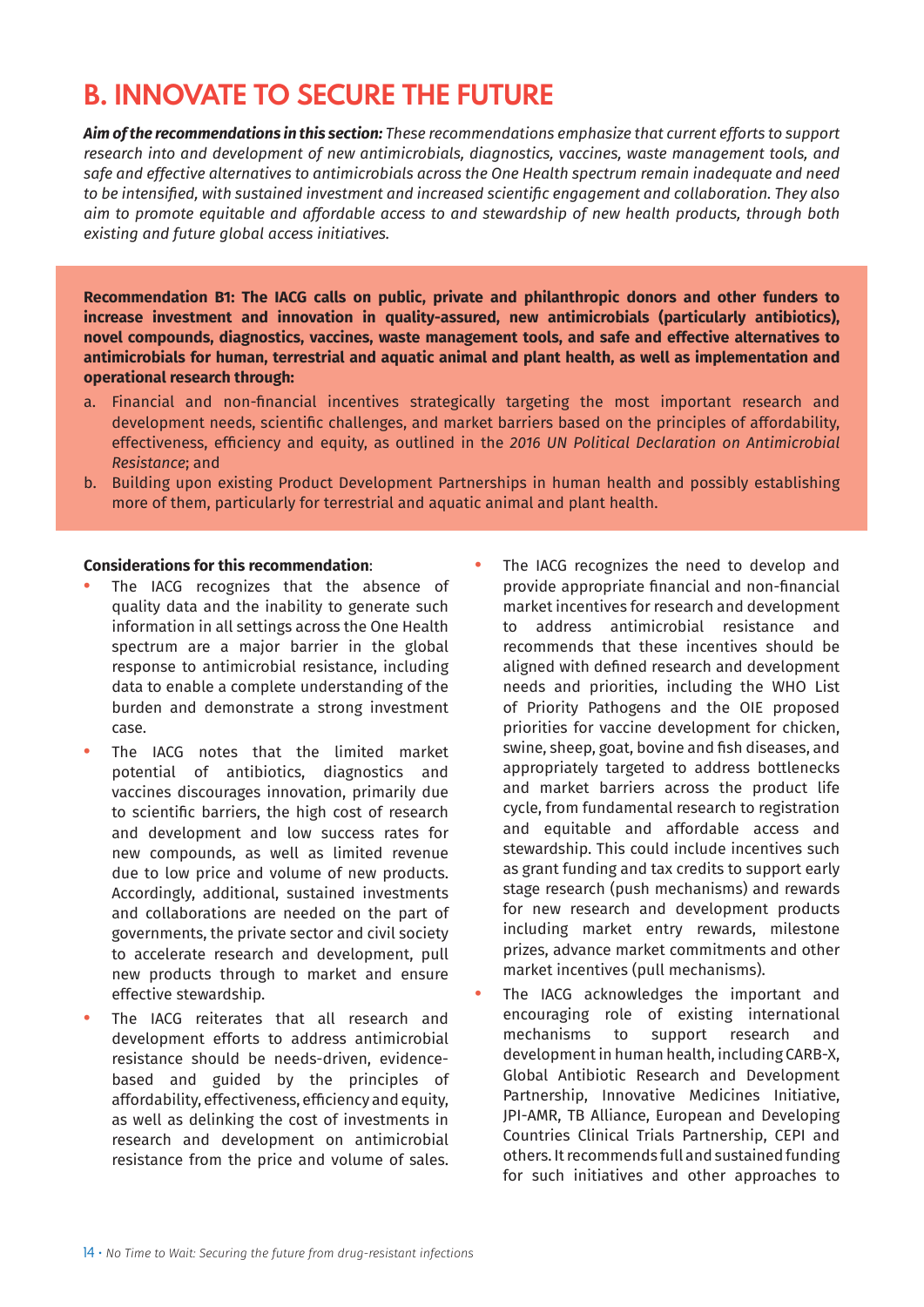# B. INNOVATE TO SECURE THE FUTURE

***Aim of the recommendations in this section:*** *These recommendations emphasize that current efforts to support research into and development of new antimicrobials, diagnostics, vaccines, waste management tools, and safe and effective alternatives to antimicrobials across the One Health spectrum remain inadequate and need to be intensified, with sustained investment and increased scientific engagement and collaboration. They also aim to promote equitable and affordable access to and stewardship of new health products, through both existing and future global access initiatives.*

**Recommendation B1: The IACG calls on public, private and philanthropic donors and other funders to increase investment and innovation in quality-assured, new antimicrobials (particularly antibiotics), novel compounds, diagnostics, vaccines, waste management tools, and safe and effective alternatives to antimicrobials for human, terrestrial and aquatic animal and plant health, as well as implementation and operational research through:**

a. Financial and non-financial incentives strategically targeting the most important research and development needs, scientific challenges, and market barriers based on the principles of affordability, effectiveness, efficiency and equity, as outlined in the *2016 UN Political Declaration on Antimicrobial Resistance*; and
b. Building upon existing Product Development Partnerships in human health and possibly establishing more of them, particularly for terrestrial and aquatic animal and plant health.

**Considerations for this recommendation**:

- The IACG recognizes that the absence of quality data and the inability to generate such information in all settings across the One Health spectrum are a major barrier in the global response to antimicrobial resistance, including data to enable a complete understanding of the burden and demonstrate a strong investment case.
- The IACG notes that the limited market potential of antibiotics, diagnostics and vaccines discourages innovation, primarily due to scientific barriers, the high cost of research and development and low success rates for new compounds, as well as limited revenue due to low price and volume of new products. Accordingly, additional, sustained investments and collaborations are needed on the part of governments, the private sector and civil society to accelerate research and development, pull new products through to market and ensure effective stewardship.
- The IACG reiterates that all research and development efforts to address antimicrobial resistance should be needs-driven, evidence-based and guided by the principles of affordability, effectiveness, efficiency and equity, as well as delinking the cost of investments in research and development on antimicrobial resistance from the price and volume of sales.
- The IACG recognizes the need to develop and provide appropriate financial and non-financial market incentives for research and development to address antimicrobial resistance and recommends that these incentives should be aligned with defined research and development needs and priorities, including the WHO List of Priority Pathogens and the OIE proposed priorities for vaccine development for chicken, swine, sheep, goat, bovine and fish diseases, and appropriately targeted to address bottlenecks and market barriers across the product life cycle, from fundamental research to registration and equitable and affordable access and stewardship. This could include incentives such as grant funding and tax credits to support early stage research (push mechanisms) and rewards for new research and development products including market entry rewards, milestone prizes, advance market commitments and other market incentives (pull mechanisms).
- The IACG acknowledges the important and encouraging role of existing international mechanisms to support research and development in human health, including CARB-X, Global Antibiotic Research and Development Partnership, Innovative Medicines Initiative, JPI-AMR, TB Alliance, European and Developing Countries Clinical Trials Partnership, CEPI and others. It recommends full and sustained funding for such initiatives and other approaches to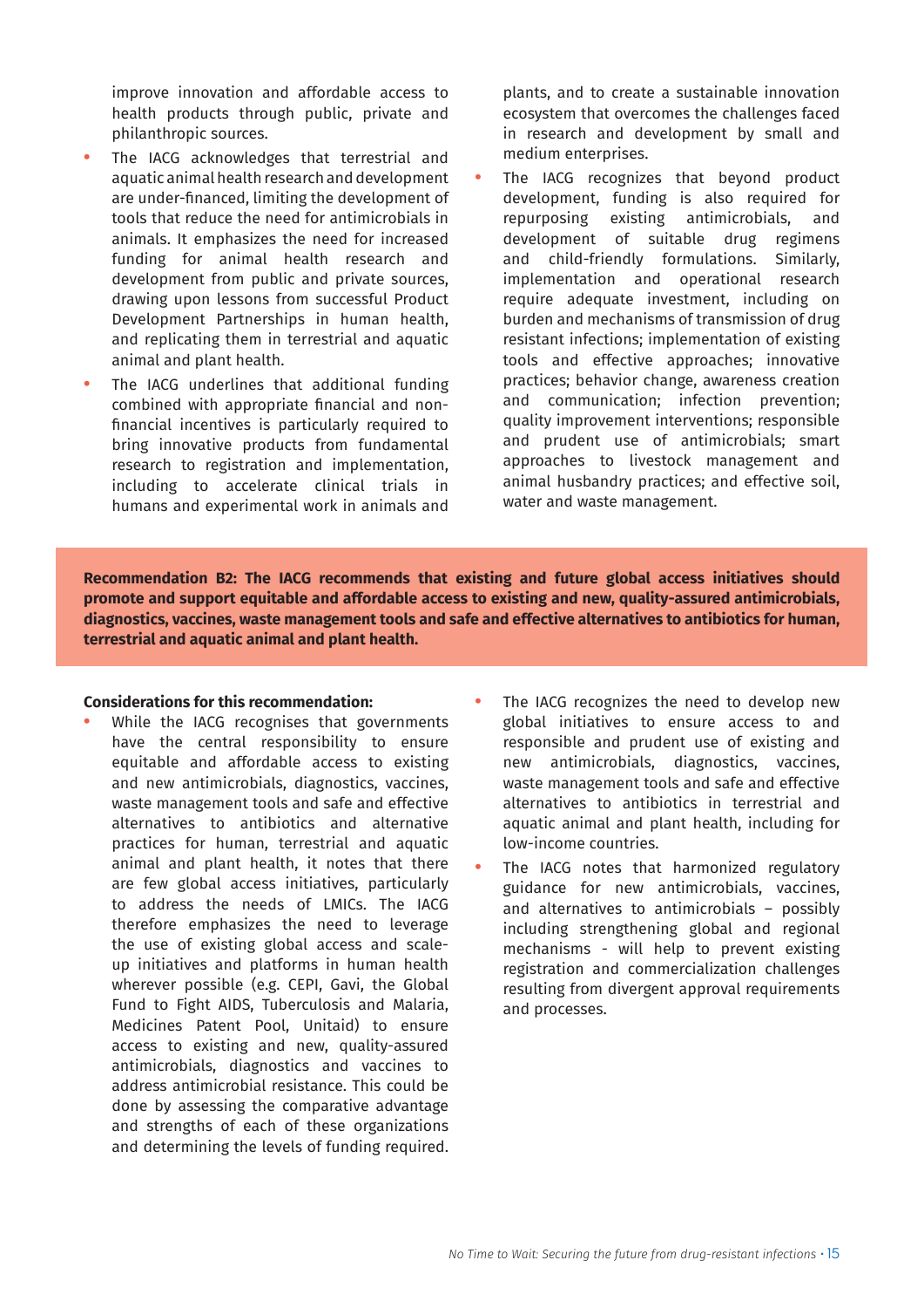improve innovation and affordable access to health products through public, private and philanthropic sources.

- The IACG acknowledges that terrestrial and aquatic animal health research and development are under-financed, limiting the development of tools that reduce the need for antimicrobials in animals. It emphasizes the need for increased funding for animal health research and development from public and private sources, drawing upon lessons from successful Product Development Partnerships in human health, and replicating them in terrestrial and aquatic animal and plant health.
- The IACG underlines that additional funding combined with appropriate financial and non-financial incentives is particularly required to bring innovative products from fundamental research to registration and implementation, including to accelerate clinical trials in humans and experimental work in animals and plants, and to create a sustainable innovation ecosystem that overcomes the challenges faced in research and development by small and medium enterprises.
- The IACG recognizes that beyond product development, funding is also required for repurposing existing antimicrobials, and development of suitable drug regimens and child-friendly formulations. Similarly, implementation and operational research require adequate investment, including on burden and mechanisms of transmission of drug resistant infections; implementation of existing tools and effective approaches; innovative practices; behavior change, awareness creation and communication; infection prevention; quality improvement interventions; responsible and prudent use of antimicrobials; smart approaches to livestock management and animal husbandry practices; and effective soil, water and waste management.

**Recommendation B2: The IACG recommends that existing and future global access initiatives should promote and support equitable and affordable access to existing and new, quality-assured antimicrobials, diagnostics, vaccines, waste management tools and safe and effective alternatives to antibiotics for human, terrestrial and aquatic animal and plant health.**

**Considerations for this recommendation:**

- While the IACG recognises that governments have the central responsibility to ensure equitable and affordable access to existing and new antimicrobials, diagnostics, vaccines, waste management tools and safe and effective alternatives to antibiotics and alternative practices for human, terrestrial and aquatic animal and plant health, it notes that there are few global access initiatives, particularly to address the needs of LMICs. The IACG therefore emphasizes the need to leverage the use of existing global access and scale-up initiatives and platforms in human health wherever possible (e.g. CEPI, Gavi, the Global Fund to Fight AIDS, Tuberculosis and Malaria, Medicines Patent Pool, Unitaid) to ensure access to existing and new, quality-assured antimicrobials, diagnostics and vaccines to address antimicrobial resistance. This could be done by assessing the comparative advantage and strengths of each of these organizations and determining the levels of funding required.
- The IACG recognizes the need to develop new global initiatives to ensure access to and responsible and prudent use of existing and new antimicrobials, diagnostics, vaccines, waste management tools and safe and effective alternatives to antibiotics in terrestrial and aquatic animal and plant health, including for low-income countries.
- The IACG notes that harmonized regulatory guidance for new antimicrobials, vaccines, and alternatives to antimicrobials – possibly including strengthening global and regional mechanisms - will help to prevent existing registration and commercialization challenges resulting from divergent approval requirements and processes.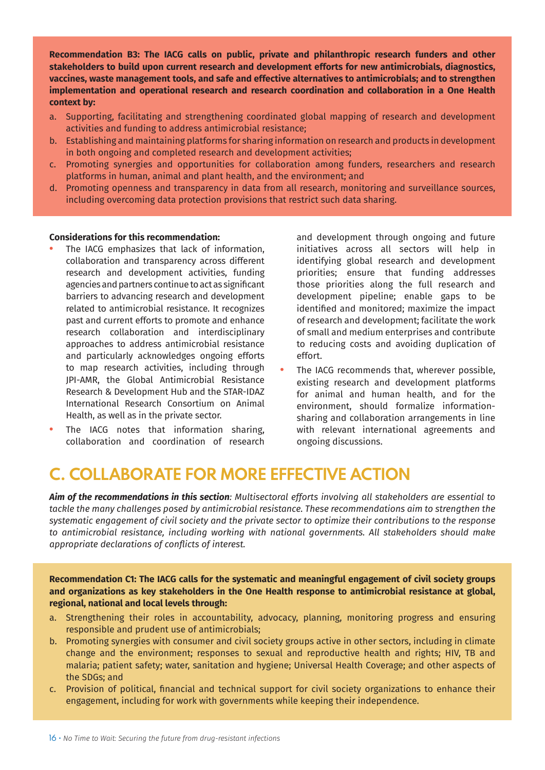**Recommendation B3: The IACG calls on public, private and philanthropic research funders and other stakeholders to build upon current research and development efforts for new antimicrobials, diagnostics, vaccines, waste management tools, and safe and effective alternatives to antimicrobials; and to strengthen implementation and operational research and research coordination and collaboration in a One Health context by:**

a. Supporting, facilitating and strengthening coordinated global mapping of research and development activities and funding to address antimicrobial resistance;
b. Establishing and maintaining platforms for sharing information on research and products in development in both ongoing and completed research and development activities;
c. Promoting synergies and opportunities for collaboration among funders, researchers and research platforms in human, animal and plant health, and the environment; and
d. Promoting openness and transparency in data from all research, monitoring and surveillance sources, including overcoming data protection provisions that restrict such data sharing.

**Considerations for this recommendation:**

- The IACG emphasizes that lack of information, collaboration and transparency across different research and development activities, funding agencies and partners continue to act as significant barriers to advancing research and development related to antimicrobial resistance. It recognizes past and current efforts to promote and enhance research collaboration and interdisciplinary approaches to address antimicrobial resistance and particularly acknowledges ongoing efforts to map research activities, including through JPI-AMR, the Global Antimicrobial Resistance Research & Development Hub and the STAR-IDAZ International Research Consortium on Animal Health, as well as in the private sector.
- The IACG notes that information sharing, collaboration and coordination of research and development through ongoing and future initiatives across all sectors will help in identifying global research and development priorities; ensure that funding addresses those priorities along the full research and development pipeline; enable gaps to be identified and monitored; maximize the impact of research and development; facilitate the work of small and medium enterprises and contribute to reducing costs and avoiding duplication of effort.
- The IACG recommends that, wherever possible, existing research and development platforms for animal and human health, and for the environment, should formalize information-sharing and collaboration arrangements in line with relevant international agreements and ongoing discussions.

## C. COLLABORATE FOR MORE EFFECTIVE ACTION

***Aim of the recommendations in this section**: Multisectoral efforts involving all stakeholders are essential to tackle the many challenges posed by antimicrobial resistance. These recommendations aim to strengthen the systematic engagement of civil society and the private sector to optimize their contributions to the response to antimicrobial resistance, including working with national governments. All stakeholders should make appropriate declarations of conflicts of interest.*

**Recommendation C1: The IACG calls for the systematic and meaningful engagement of civil society groups and organizations as key stakeholders in the One Health response to antimicrobial resistance at global, regional, national and local levels through:**

a. Strengthening their roles in accountability, advocacy, planning, monitoring progress and ensuring responsible and prudent use of antimicrobials;
b. Promoting synergies with consumer and civil society groups active in other sectors, including in climate change and the environment; responses to sexual and reproductive health and rights; HIV, TB and malaria; patient safety; water, sanitation and hygiene; Universal Health Coverage; and other aspects of the SDGs; and
c. Provision of political, financial and technical support for civil society organizations to enhance their engagement, including for work with governments while keeping their independence.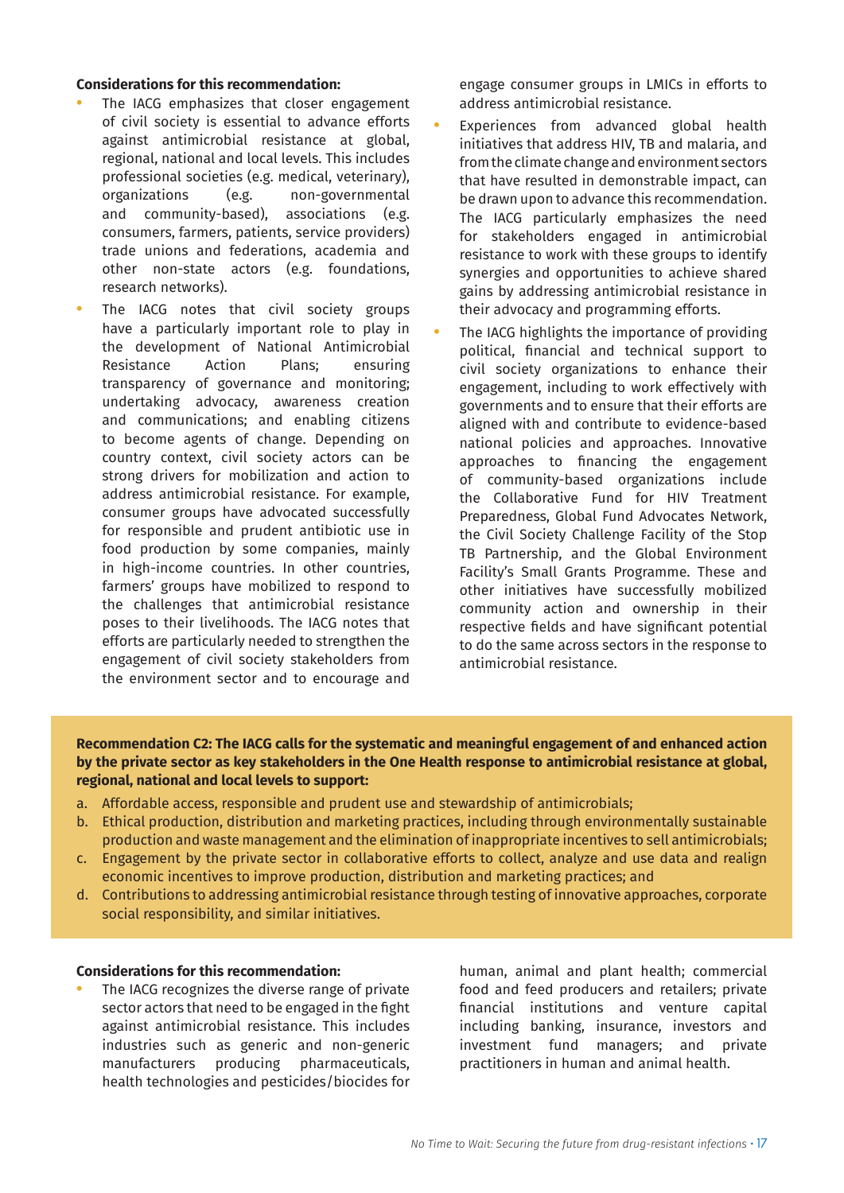**Considerations for this recommendation:**

- The IACG emphasizes that closer engagement of civil society is essential to advance efforts against antimicrobial resistance at global, regional, national and local levels. This includes professional societies (e.g. medical, veterinary), organizations (e.g. non-governmental and community-based), associations (e.g. consumers, farmers, patients, service providers) trade unions and federations, academia and other non-state actors (e.g. foundations, research networks).
- The IACG notes that civil society groups have a particularly important role to play in the development of National Antimicrobial Resistance Action Plans; ensuring transparency of governance and monitoring; undertaking advocacy, awareness creation and communications; and enabling citizens to become agents of change. Depending on country context, civil society actors can be strong drivers for mobilization and action to address antimicrobial resistance. For example, consumer groups have advocated successfully for responsible and prudent antibiotic use in food production by some companies, mainly in high-income countries. In other countries, farmers' groups have mobilized to respond to the challenges that antimicrobial resistance poses to their livelihoods. The IACG notes that efforts are particularly needed to strengthen the engagement of civil society stakeholders from the environment sector and to encourage and engage consumer groups in LMICs in efforts to address antimicrobial resistance.
- Experiences from advanced global health initiatives that address HIV, TB and malaria, and from the climate change and environment sectors that have resulted in demonstrable impact, can be drawn upon to advance this recommendation. The IACG particularly emphasizes the need for stakeholders engaged in antimicrobial resistance to work with these groups to identify synergies and opportunities to achieve shared gains by addressing antimicrobial resistance in their advocacy and programming efforts.
- The IACG highlights the importance of providing political, financial and technical support to civil society organizations to enhance their engagement, including to work effectively with governments and to ensure that their efforts are aligned with and contribute to evidence-based national policies and approaches. Innovative approaches to financing the engagement of community-based organizations include the Collaborative Fund for HIV Treatment Preparedness, Global Fund Advocates Network, the Civil Society Challenge Facility of the Stop TB Partnership, and the Global Environment Facility's Small Grants Programme. These and other initiatives have successfully mobilized community action and ownership in their respective fields and have significant potential to do the same across sectors in the response to antimicrobial resistance.

**Recommendation C2: The IACG calls for the systematic and meaningful engagement of and enhanced action by the private sector as key stakeholders in the One Health response to antimicrobial resistance at global, regional, national and local levels to support:**

a. Affordable access, responsible and prudent use and stewardship of antimicrobials;
b. Ethical production, distribution and marketing practices, including through environmentally sustainable production and waste management and the elimination of inappropriate incentives to sell antimicrobials;
c. Engagement by the private sector in collaborative efforts to collect, analyze and use data and realign economic incentives to improve production, distribution and marketing practices; and
d. Contributions to addressing antimicrobial resistance through testing of innovative approaches, corporate social responsibility, and similar initiatives.

**Considerations for this recommendation:**

- The IACG recognizes the diverse range of private sector actors that need to be engaged in the fight against antimicrobial resistance. This includes industries such as generic and non-generic manufacturers producing pharmaceuticals, health technologies and pesticides/biocides for human, animal and plant health; commercial food and feed producers and retailers; private financial institutions and venture capital including banking, insurance, investors and investment fund managers; and private practitioners in human and animal health.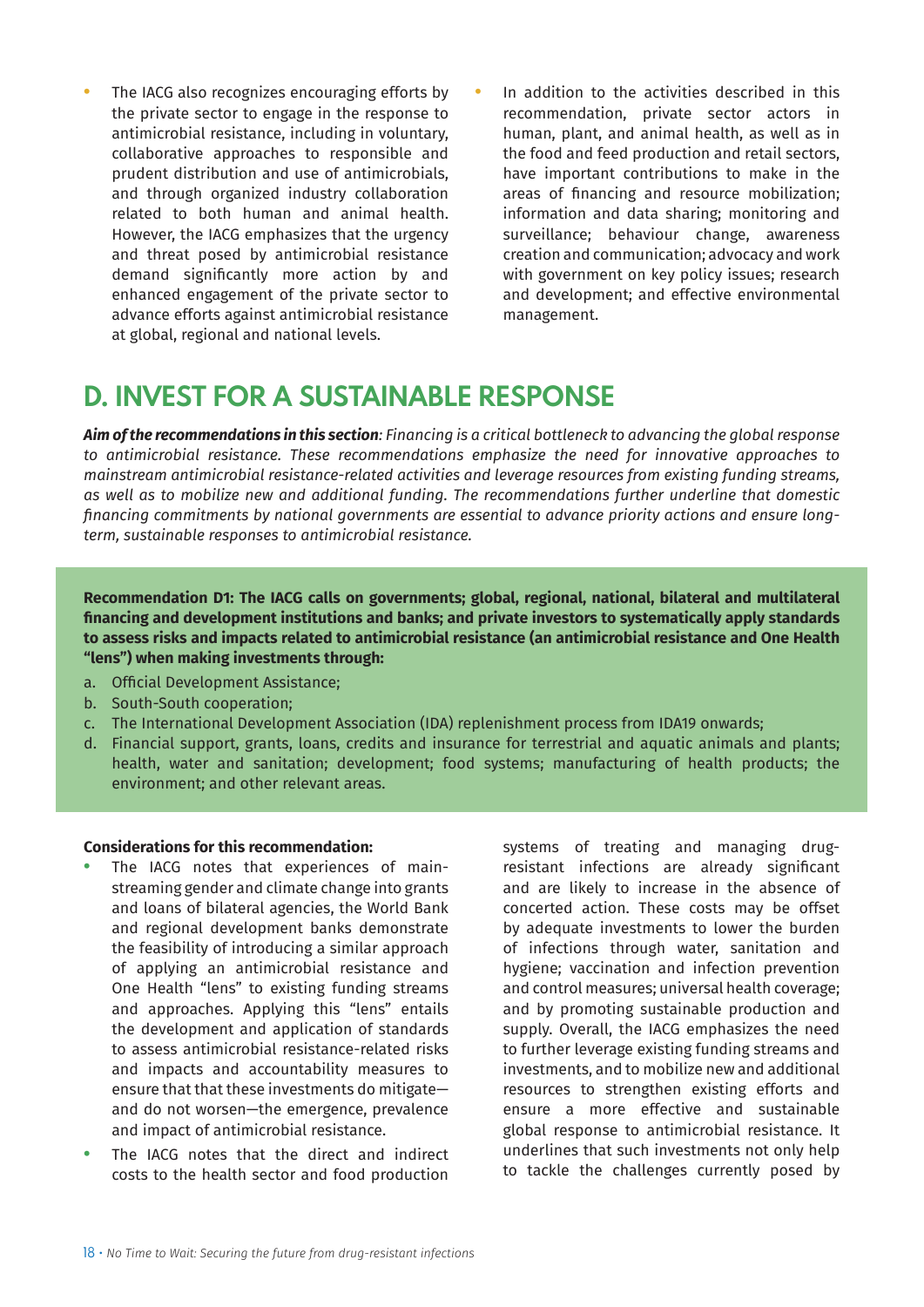- The IACG also recognizes encouraging efforts by the private sector to engage in the response to antimicrobial resistance, including in voluntary, collaborative approaches to responsible and prudent distribution and use of antimicrobials, and through organized industry collaboration related to both human and animal health. However, the IACG emphasizes that the urgency and threat posed by antimicrobial resistance demand significantly more action by and enhanced engagement of the private sector to advance efforts against antimicrobial resistance at global, regional and national levels.
- In addition to the activities described in this recommendation, private sector actors in human, plant, and animal health, as well as in the food and feed production and retail sectors, have important contributions to make in the areas of financing and resource mobilization; information and data sharing; monitoring and surveillance; behaviour change, awareness creation and communication; advocacy and work with government on key policy issues; research and development; and effective environmental management.

## D. INVEST FOR A SUSTAINABLE RESPONSE

***Aim of the recommendations in this section**: Financing is a critical bottleneck to advancing the global response to antimicrobial resistance. These recommendations emphasize the need for innovative approaches to mainstream antimicrobial resistance-related activities and leverage resources from existing funding streams, as well as to mobilize new and additional funding. The recommendations further underline that domestic financing commitments by national governments are essential to advance priority actions and ensure long-term, sustainable responses to antimicrobial resistance.*

**Recommendation D1: The IACG calls on governments; global, regional, national, bilateral and multilateral financing and development institutions and banks; and private investors to systematically apply standards to assess risks and impacts related to antimicrobial resistance (an antimicrobial resistance and One Health "lens") when making investments through:**

a. Official Development Assistance;
b. South-South cooperation;
c. The International Development Association (IDA) replenishment process from IDA19 onwards;
d. Financial support, grants, loans, credits and insurance for terrestrial and aquatic animals and plants; health, water and sanitation; development; food systems; manufacturing of health products; the environment; and other relevant areas.

**Considerations for this recommendation:**

- The IACG notes that experiences of mainstreaming gender and climate change into grants and loans of bilateral agencies, the World Bank and regional development banks demonstrate the feasibility of introducing a similar approach of applying an antimicrobial resistance and One Health "lens" to existing funding streams and approaches. Applying this "lens" entails the development and application of standards to assess antimicrobial resistance-related risks and impacts and accountability measures to ensure that that these investments do mitigate—and do not worsen—the emergence, prevalence and impact of antimicrobial resistance.
- The IACG notes that the direct and indirect costs to the health sector and food production systems of treating and managing drug-resistant infections are already significant and are likely to increase in the absence of concerted action. These costs may be offset by adequate investments to lower the burden of infections through water, sanitation and hygiene; vaccination and infection prevention and control measures; universal health coverage; and by promoting sustainable production and supply. Overall, the IACG emphasizes the need to further leverage existing funding streams and investments, and to mobilize new and additional resources to strengthen existing efforts and ensure a more effective and sustainable global response to antimicrobial resistance. It underlines that such investments not only help to tackle the challenges currently posed by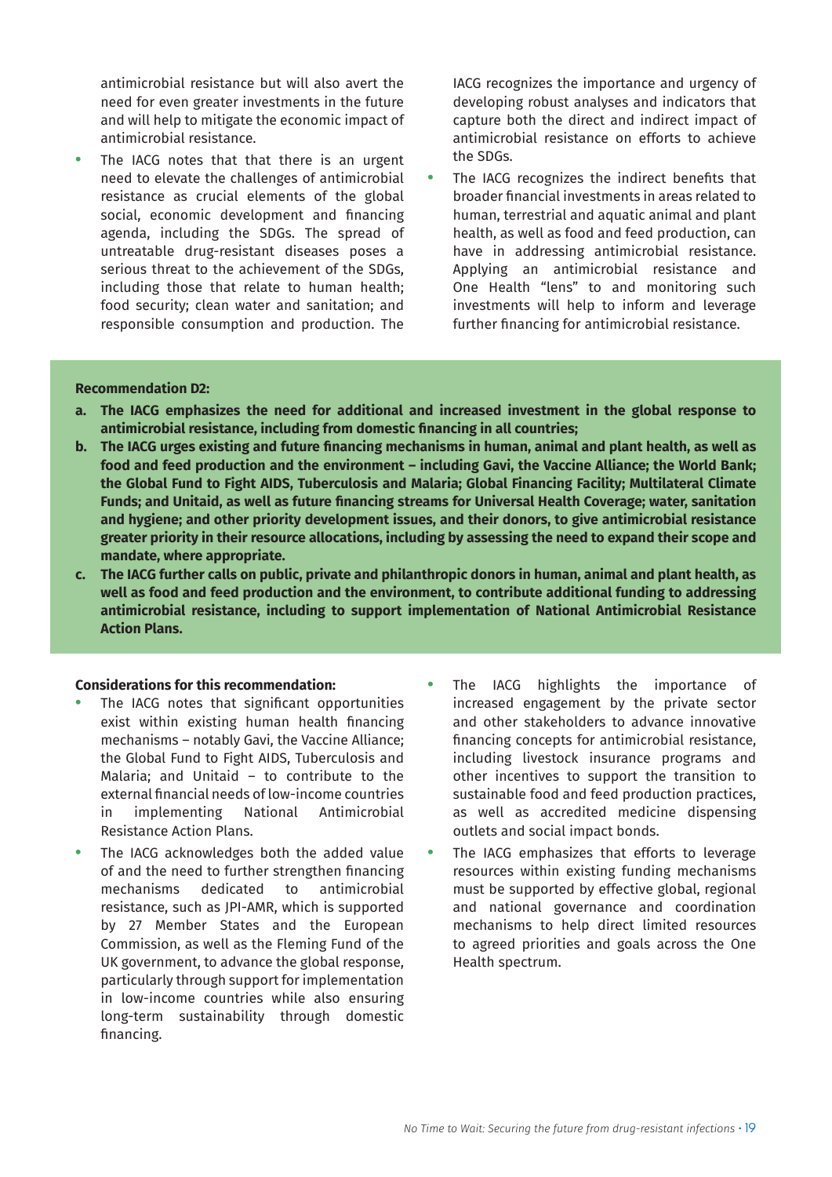antimicrobial resistance but will also avert the need for even greater investments in the future and will help to mitigate the economic impact of antimicrobial resistance.

- The IACG notes that that there is an urgent need to elevate the challenges of antimicrobial resistance as crucial elements of the global social, economic development and financing agenda, including the SDGs. The spread of untreatable drug-resistant diseases poses a serious threat to the achievement of the SDGs, including those that relate to human health; food security; clean water and sanitation; and responsible consumption and production. The IACG recognizes the importance and urgency of developing robust analyses and indicators that capture both the direct and indirect impact of antimicrobial resistance on efforts to achieve the SDGs.
- The IACG recognizes the indirect benefits that broader financial investments in areas related to human, terrestrial and aquatic animal and plant health, as well as food and feed production, can have in addressing antimicrobial resistance. Applying an antimicrobial resistance and One Health "lens" to and monitoring such investments will help to inform and leverage further financing for antimicrobial resistance.

**Recommendation D2:**

**a. The IACG emphasizes the need for additional and increased investment in the global response to antimicrobial resistance, including from domestic financing in all countries;**

**b. The IACG urges existing and future financing mechanisms in human, animal and plant health, as well as food and feed production and the environment – including Gavi, the Vaccine Alliance; the World Bank; the Global Fund to Fight AIDS, Tuberculosis and Malaria; Global Financing Facility; Multilateral Climate Funds; and Unitaid, as well as future financing streams for Universal Health Coverage; water, sanitation and hygiene; and other priority development issues, and their donors, to give antimicrobial resistance greater priority in their resource allocations, including by assessing the need to expand their scope and mandate, where appropriate.**

**c. The IACG further calls on public, private and philanthropic donors in human, animal and plant health, as well as food and feed production and the environment, to contribute additional funding to addressing antimicrobial resistance, including to support implementation of National Antimicrobial Resistance Action Plans.**

**Considerations for this recommendation:**

- The IACG notes that significant opportunities exist within existing human health financing mechanisms – notably Gavi, the Vaccine Alliance; the Global Fund to Fight AIDS, Tuberculosis and Malaria; and Unitaid – to contribute to the external financial needs of low-income countries in implementing National Antimicrobial Resistance Action Plans.
- The IACG acknowledges both the added value of and the need to further strengthen financing mechanisms dedicated to antimicrobial resistance, such as JPI-AMR, which is supported by 27 Member States and the European Commission, as well as the Fleming Fund of the UK government, to advance the global response, particularly through support for implementation in low-income countries while also ensuring long-term sustainability through domestic financing.
- The IACG highlights the importance of increased engagement by the private sector and other stakeholders to advance innovative financing concepts for antimicrobial resistance, including livestock insurance programs and other incentives to support the transition to sustainable food and feed production practices, as well as accredited medicine dispensing outlets and social impact bonds.
- The IACG emphasizes that efforts to leverage resources within existing funding mechanisms must be supported by effective global, regional and national governance and coordination mechanisms to help direct limited resources to agreed priorities and goals across the One Health spectrum.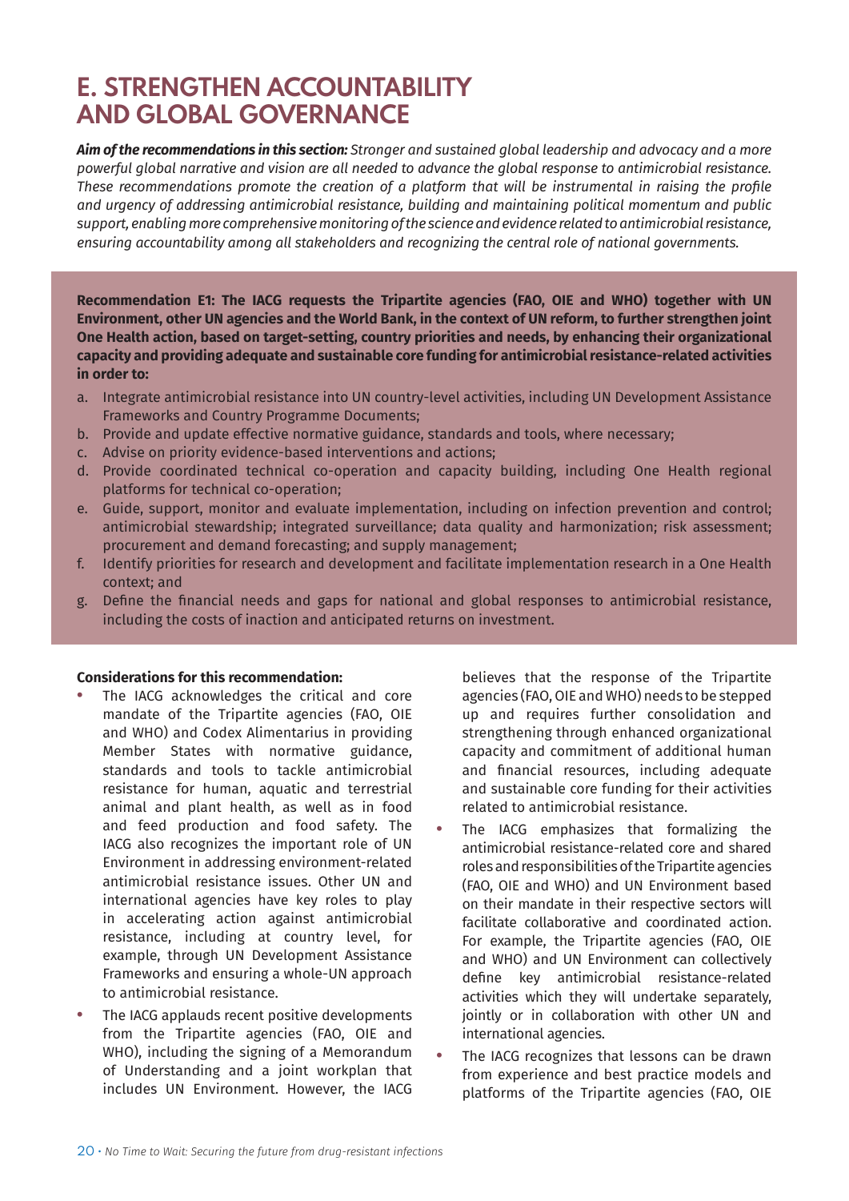# E. STRENGTHEN ACCOUNTABILITY AND GLOBAL GOVERNANCE

***Aim of the recommendations in this section:*** *Stronger and sustained global leadership and advocacy and a more powerful global narrative and vision are all needed to advance the global response to antimicrobial resistance. These recommendations promote the creation of a platform that will be instrumental in raising the profile and urgency of addressing antimicrobial resistance, building and maintaining political momentum and public support, enabling more comprehensive monitoring of the science and evidence related to antimicrobial resistance, ensuring accountability among all stakeholders and recognizing the central role of national governments.*

**Recommendation E1: The IACG requests the Tripartite agencies (FAO, OIE and WHO) together with UN Environment, other UN agencies and the World Bank, in the context of UN reform, to further strengthen joint One Health action, based on target-setting, country priorities and needs, by enhancing their organizational capacity and providing adequate and sustainable core funding for antimicrobial resistance-related activities in order to:**

a. Integrate antimicrobial resistance into UN country-level activities, including UN Development Assistance Frameworks and Country Programme Documents;
b. Provide and update effective normative guidance, standards and tools, where necessary;
c. Advise on priority evidence-based interventions and actions;
d. Provide coordinated technical co-operation and capacity building, including One Health regional platforms for technical co-operation;
e. Guide, support, monitor and evaluate implementation, including on infection prevention and control; antimicrobial stewardship; integrated surveillance; data quality and harmonization; risk assessment; procurement and demand forecasting; and supply management;
f. Identify priorities for research and development and facilitate implementation research in a One Health context; and
g. Define the financial needs and gaps for national and global responses to antimicrobial resistance, including the costs of inaction and anticipated returns on investment.

**Considerations for this recommendation:**

- The IACG acknowledges the critical and core mandate of the Tripartite agencies (FAO, OIE and WHO) and Codex Alimentarius in providing Member States with normative guidance, standards and tools to tackle antimicrobial resistance for human, aquatic and terrestrial animal and plant health, as well as in food and feed production and food safety. The IACG also recognizes the important role of UN Environment in addressing environment-related antimicrobial resistance issues. Other UN and international agencies have key roles to play in accelerating action against antimicrobial resistance, including at country level, for example, through UN Development Assistance Frameworks and ensuring a whole-UN approach to antimicrobial resistance.
- The IACG applauds recent positive developments from the Tripartite agencies (FAO, OIE and WHO), including the signing of a Memorandum of Understanding and a joint workplan that includes UN Environment. However, the IACG believes that the response of the Tripartite agencies (FAO, OIE and WHO) needs to be stepped up and requires further consolidation and strengthening through enhanced organizational capacity and commitment of additional human and financial resources, including adequate and sustainable core funding for their activities related to antimicrobial resistance.
- The IACG emphasizes that formalizing the antimicrobial resistance-related core and shared roles and responsibilities of the Tripartite agencies (FAO, OIE and WHO) and UN Environment based on their mandate in their respective sectors will facilitate collaborative and coordinated action. For example, the Tripartite agencies (FAO, OIE and WHO) and UN Environment can collectively define key antimicrobial resistance-related activities which they will undertake separately, jointly or in collaboration with other UN and international agencies.
- The IACG recognizes that lessons can be drawn from experience and best practice models and platforms of the Tripartite agencies (FAO, OIE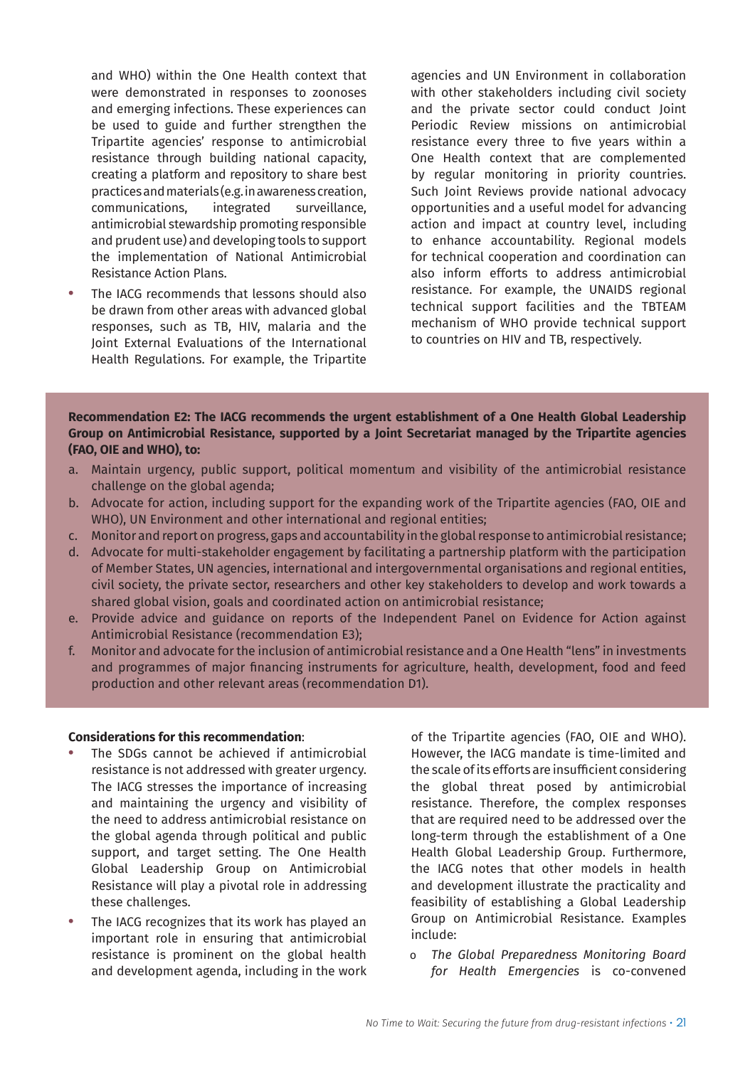and WHO) within the One Health context that were demonstrated in responses to zoonoses and emerging infections. These experiences can be used to guide and further strengthen the Tripartite agencies' response to antimicrobial resistance through building national capacity, creating a platform and repository to share best practices and materials (e.g. in awareness creation, communications, integrated surveillance, antimicrobial stewardship promoting responsible and prudent use) and developing tools to support the implementation of National Antimicrobial Resistance Action Plans.

- The IACG recommends that lessons should also be drawn from other areas with advanced global responses, such as TB, HIV, malaria and the Joint External Evaluations of the International Health Regulations. For example, the Tripartite agencies and UN Environment in collaboration with other stakeholders including civil society and the private sector could conduct Joint Periodic Review missions on antimicrobial resistance every three to five years within a One Health context that are complemented by regular monitoring in priority countries. Such Joint Reviews provide national advocacy opportunities and a useful model for advancing action and impact at country level, including to enhance accountability. Regional models for technical cooperation and coordination can also inform efforts to address antimicrobial resistance. For example, the UNAIDS regional technical support facilities and the TBTEAM mechanism of WHO provide technical support to countries on HIV and TB, respectively.

**Recommendation E2: The IACG recommends the urgent establishment of a One Health Global Leadership Group on Antimicrobial Resistance, supported by a Joint Secretariat managed by the Tripartite agencies (FAO, OIE and WHO), to:**

a. Maintain urgency, public support, political momentum and visibility of the antimicrobial resistance challenge on the global agenda;
b. Advocate for action, including support for the expanding work of the Tripartite agencies (FAO, OIE and WHO), UN Environment and other international and regional entities;
c. Monitor and report on progress, gaps and accountability in the global response to antimicrobial resistance;
d. Advocate for multi-stakeholder engagement by facilitating a partnership platform with the participation of Member States, UN agencies, international and intergovernmental organisations and regional entities, civil society, the private sector, researchers and other key stakeholders to develop and work towards a shared global vision, goals and coordinated action on antimicrobial resistance;
e. Provide advice and guidance on reports of the Independent Panel on Evidence for Action against Antimicrobial Resistance (recommendation E3);
f. Monitor and advocate for the inclusion of antimicrobial resistance and a One Health "lens" in investments and programmes of major financing instruments for agriculture, health, development, food and feed production and other relevant areas (recommendation D1).

**Considerations for this recommendation**:

- The SDGs cannot be achieved if antimicrobial resistance is not addressed with greater urgency. The IACG stresses the importance of increasing and maintaining the urgency and visibility of the need to address antimicrobial resistance on the global agenda through political and public support, and target setting. The One Health Global Leadership Group on Antimicrobial Resistance will play a pivotal role in addressing these challenges.
- The IACG recognizes that its work has played an important role in ensuring that antimicrobial resistance is prominent on the global health and development agenda, including in the work of the Tripartite agencies (FAO, OIE and WHO). However, the IACG mandate is time-limited and the scale of its efforts are insufficient considering the global threat posed by antimicrobial resistance. Therefore, the complex responses that are required need to be addressed over the long-term through the establishment of a One Health Global Leadership Group. Furthermore, the IACG notes that other models in health and development illustrate the practicality and feasibility of establishing a Global Leadership Group on Antimicrobial Resistance. Examples include:
  - *The Global Preparedness Monitoring Board for Health Emergencies* is co-convened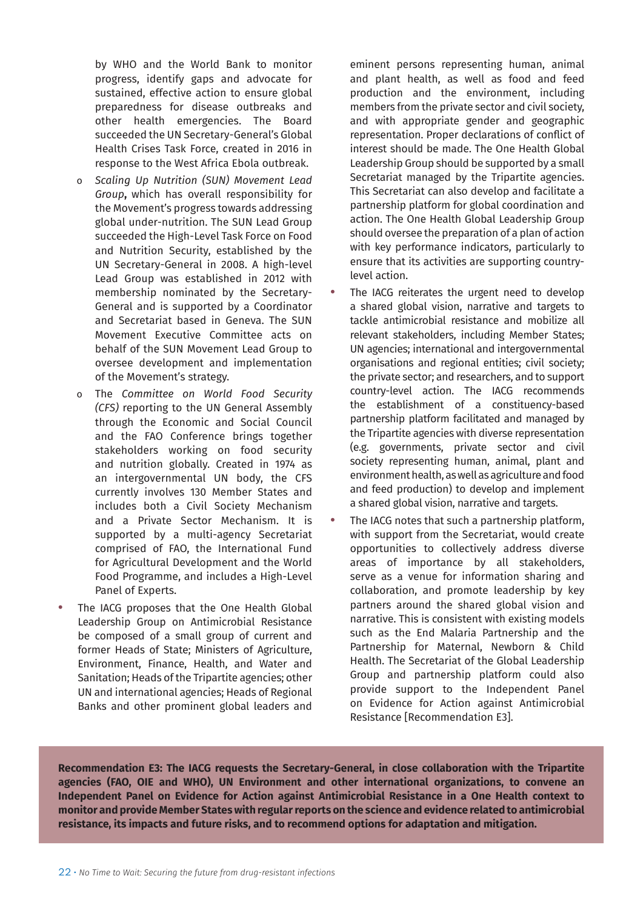by WHO and the World Bank to monitor progress, identify gaps and advocate for sustained, effective action to ensure global preparedness for disease outbreaks and other health emergencies. The Board succeeded the UN Secretary-General's Global Health Crises Task Force, created in 2016 in response to the West Africa Ebola outbreak.

  - *Scaling Up Nutrition (SUN) Movement Lead Group***,** which has overall responsibility for the Movement's progress towards addressing global under-nutrition. The SUN Lead Group succeeded the High-Level Task Force on Food and Nutrition Security, established by the UN Secretary-General in 2008. A high-level Lead Group was established in 2012 with membership nominated by the Secretary-General and is supported by a Coordinator and Secretariat based in Geneva. The SUN Movement Executive Committee acts on behalf of the SUN Movement Lead Group to oversee development and implementation of the Movement's strategy.
  - The *Committee on World Food Security (CFS)* reporting to the UN General Assembly through the Economic and Social Council and the FAO Conference brings together stakeholders working on food security and nutrition globally. Created in 1974 as an intergovernmental UN body, the CFS currently involves 130 Member States and includes both a Civil Society Mechanism and a Private Sector Mechanism. It is supported by a multi-agency Secretariat comprised of FAO, the International Fund for Agricultural Development and the World Food Programme, and includes a High-Level Panel of Experts.

- The IACG proposes that the One Health Global Leadership Group on Antimicrobial Resistance be composed of a small group of current and former Heads of State; Ministers of Agriculture, Environment, Finance, Health, and Water and Sanitation; Heads of the Tripartite agencies; other UN and international agencies; Heads of Regional Banks and other prominent global leaders and eminent persons representing human, animal and plant health, as well as food and feed production and the environment, including members from the private sector and civil society, and with appropriate gender and geographic representation. Proper declarations of conflict of interest should be made. The One Health Global Leadership Group should be supported by a small Secretariat managed by the Tripartite agencies. This Secretariat can also develop and facilitate a partnership platform for global coordination and action. The One Health Global Leadership Group should oversee the preparation of a plan of action with key performance indicators, particularly to ensure that its activities are supporting country-level action.
- The IACG reiterates the urgent need to develop a shared global vision, narrative and targets to tackle antimicrobial resistance and mobilize all relevant stakeholders, including Member States; UN agencies; international and intergovernmental organisations and regional entities; civil society; the private sector; and researchers, and to support country-level action. The IACG recommends the establishment of a constituency-based partnership platform facilitated and managed by the Tripartite agencies with diverse representation (e.g. governments, private sector and civil society representing human, animal, plant and environment health, as well as agriculture and food and feed production) to develop and implement a shared global vision, narrative and targets.
- The IACG notes that such a partnership platform, with support from the Secretariat, would create opportunities to collectively address diverse areas of importance by all stakeholders, serve as a venue for information sharing and collaboration, and promote leadership by key partners around the shared global vision and narrative. This is consistent with existing models such as the End Malaria Partnership and the Partnership for Maternal, Newborn & Child Health. The Secretariat of the Global Leadership Group and partnership platform could also provide support to the Independent Panel on Evidence for Action against Antimicrobial Resistance [Recommendation E3].

**Recommendation E3: The IACG requests the Secretary-General, in close collaboration with the Tripartite agencies (FAO, OIE and WHO), UN Environment and other international organizations, to convene an Independent Panel on Evidence for Action against Antimicrobial Resistance in a One Health context to monitor and provide Member States with regular reports on the science and evidence related to antimicrobial resistance, its impacts and future risks, and to recommend options for adaptation and mitigation.**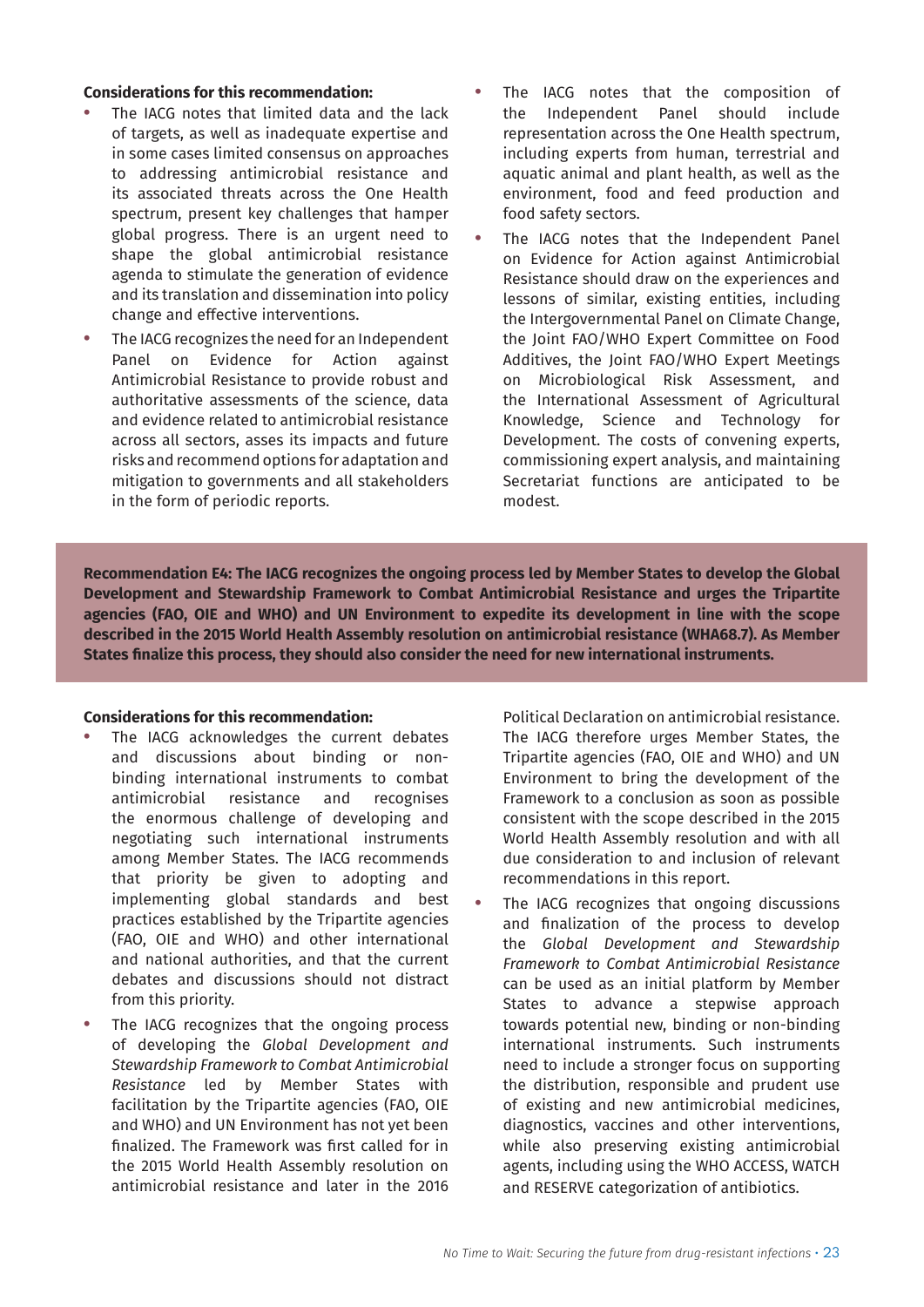**Considerations for this recommendation:**

- The IACG notes that limited data and the lack of targets, as well as inadequate expertise and in some cases limited consensus on approaches to addressing antimicrobial resistance and its associated threats across the One Health spectrum, present key challenges that hamper global progress. There is an urgent need to shape the global antimicrobial resistance agenda to stimulate the generation of evidence and its translation and dissemination into policy change and effective interventions.
- The IACG recognizes the need for an Independent Panel on Evidence for Action against Antimicrobial Resistance to provide robust and authoritative assessments of the science, data and evidence related to antimicrobial resistance across all sectors, asses its impacts and future risks and recommend options for adaptation and mitigation to governments and all stakeholders in the form of periodic reports.
- The IACG notes that the composition of the Independent Panel should include representation across the One Health spectrum, including experts from human, terrestrial and aquatic animal and plant health, as well as the environment, food and feed production and food safety sectors.
- The IACG notes that the Independent Panel on Evidence for Action against Antimicrobial Resistance should draw on the experiences and lessons of similar, existing entities, including the Intergovernmental Panel on Climate Change, the Joint FAO/WHO Expert Committee on Food Additives, the Joint FAO/WHO Expert Meetings on Microbiological Risk Assessment, and the International Assessment of Agricultural Knowledge, Science and Technology for Development. The costs of convening experts, commissioning expert analysis, and maintaining Secretariat functions are anticipated to be modest.

**Recommendation E4: The IACG recognizes the ongoing process led by Member States to develop the Global Development and Stewardship Framework to Combat Antimicrobial Resistance and urges the Tripartite agencies (FAO, OIE and WHO) and UN Environment to expedite its development in line with the scope described in the 2015 World Health Assembly resolution on antimicrobial resistance (WHA68.7). As Member States finalize this process, they should also consider the need for new international instruments.**

**Considerations for this recommendation:**

- The IACG acknowledges the current debates and discussions about binding or non-binding international instruments to combat antimicrobial resistance and recognises the enormous challenge of developing and negotiating such international instruments among Member States. The IACG recommends that priority be given to adopting and implementing global standards and best practices established by the Tripartite agencies (FAO, OIE and WHO) and other international and national authorities, and that the current debates and discussions should not distract from this priority.
- The IACG recognizes that the ongoing process of developing the *Global Development and Stewardship Framework to Combat Antimicrobial Resistance* led by Member States with facilitation by the Tripartite agencies (FAO, OIE and WHO) and UN Environment has not yet been finalized. The Framework was first called for in the 2015 World Health Assembly resolution on antimicrobial resistance and later in the 2016 Political Declaration on antimicrobial resistance. The IACG therefore urges Member States, the Tripartite agencies (FAO, OIE and WHO) and UN Environment to bring the development of the Framework to a conclusion as soon as possible consistent with the scope described in the 2015 World Health Assembly resolution and with all due consideration to and inclusion of relevant recommendations in this report.
- The IACG recognizes that ongoing discussions and finalization of the process to develop the *Global Development and Stewardship Framework to Combat Antimicrobial Resistance* can be used as an initial platform by Member States to advance a stepwise approach towards potential new, binding or non-binding international instruments. Such instruments need to include a stronger focus on supporting the distribution, responsible and prudent use of existing and new antimicrobial medicines, diagnostics, vaccines and other interventions, while also preserving existing antimicrobial agents, including using the WHO ACCESS, WATCH and RESERVE categorization of antibiotics.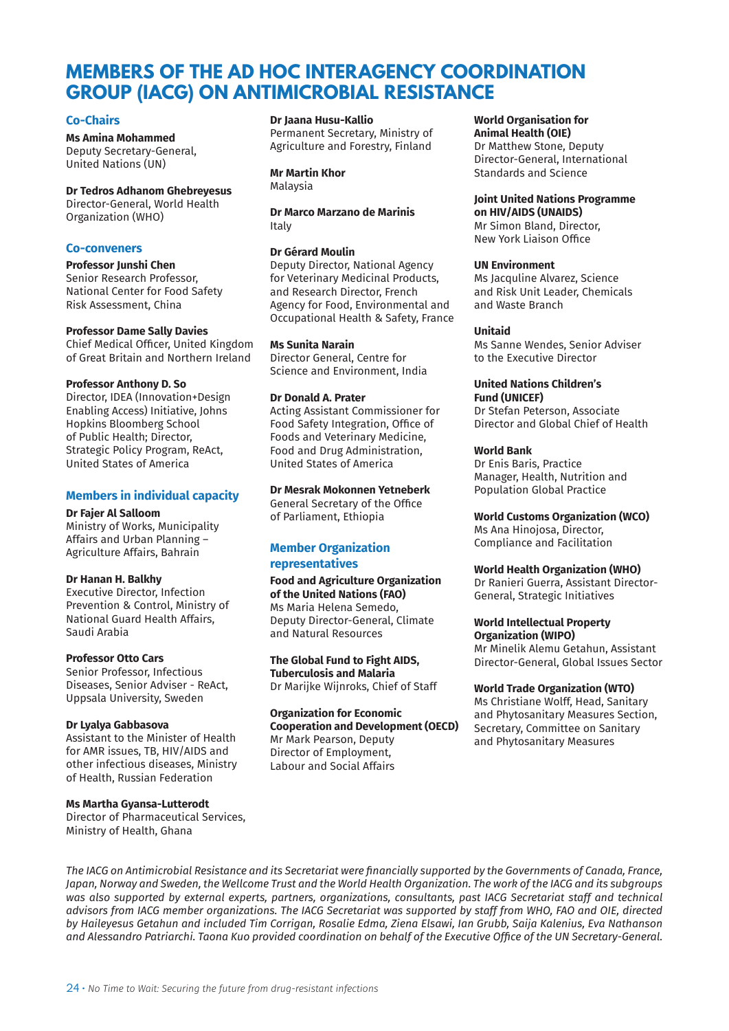# MEMBERS OF THE AD HOC INTERAGENCY COORDINATION GROUP (IACG) ON ANTIMICROBIAL RESISTANCE

## Co-Chairs

**Ms Amina Mohammed**
Deputy Secretary-General, United Nations (UN)

**Dr Tedros Adhanom Ghebreyesus**
Director-General, World Health Organization (WHO)

## Co-conveners

**Professor Junshi Chen**
Senior Research Professor, National Center for Food Safety Risk Assessment, China

**Professor Dame Sally Davies**
Chief Medical Officer, United Kingdom of Great Britain and Northern Ireland

**Professor Anthony D. So**
Director, IDEA (Innovation+Design Enabling Access) Initiative, Johns Hopkins Bloomberg School of Public Health; Director, Strategic Policy Program, ReAct, United States of America

## Members in individual capacity

**Dr Fajer Al Salloom**
Ministry of Works, Municipality Affairs and Urban Planning – Agriculture Affairs, Bahrain

**Dr Hanan H. Balkhy**
Executive Director, Infection Prevention & Control, Ministry of National Guard Health Affairs, Saudi Arabia

**Professor Otto Cars**
Senior Professor, Infectious Diseases, Senior Adviser - ReAct, Uppsala University, Sweden

**Dr Lyalya Gabbasova**
Assistant to the Minister of Health for AMR issues, TB, HIV/AIDS and other infectious diseases, Ministry of Health, Russian Federation

**Ms Martha Gyansa-Lutterodt**
Director of Pharmaceutical Services, Ministry of Health, Ghana

**Dr Jaana Husu-Kallio**
Permanent Secretary, Ministry of Agriculture and Forestry, Finland

**Mr Martin Khor**
Malaysia

**Dr Marco Marzano de Marinis**
Italy

**Dr Gérard Moulin**
Deputy Director, National Agency for Veterinary Medicinal Products, and Research Director, French Agency for Food, Environmental and Occupational Health & Safety, France

**Ms Sunita Narain**
Director General, Centre for Science and Environment, India

**Dr Donald A. Prater**
Acting Assistant Commissioner for Food Safety Integration, Office of Foods and Veterinary Medicine, Food and Drug Administration, United States of America

**Dr Mesrak Mokonnen Yetneberk**
General Secretary of the Office of Parliament, Ethiopia

## Member Organization representatives

**Food and Agriculture Organization of the United Nations (FAO)**
Ms Maria Helena Semedo, Deputy Director-General, Climate and Natural Resources

**The Global Fund to Fight AIDS, Tuberculosis and Malaria**
Dr Marijke Wijnroks, Chief of Staff

**Organization for Economic Cooperation and Development (OECD)**
Mr Mark Pearson, Deputy Director of Employment, Labour and Social Affairs

**World Organisation for Animal Health (OIE)**
Dr Matthew Stone, Deputy Director-General, International Standards and Science

**Joint United Nations Programme on HIV/AIDS (UNAIDS)**
Mr Simon Bland, Director, New York Liaison Office

**UN Environment**
Ms Jacquline Alvarez, Science and Risk Unit Leader, Chemicals and Waste Branch

**Unitaid**
Ms Sanne Wendes, Senior Adviser to the Executive Director

**United Nations Children's Fund (UNICEF)**
Dr Stefan Peterson, Associate Director and Global Chief of Health

**World Bank**
Dr Enis Baris, Practice Manager, Health, Nutrition and Population Global Practice

**World Customs Organization (WCO)**
Ms Ana Hinojosa, Director, Compliance and Facilitation

**World Health Organization (WHO)**
Dr Ranieri Guerra, Assistant Director-General, Strategic Initiatives

**World Intellectual Property Organization (WIPO)**
Mr Minelik Alemu Getahun, Assistant Director-General, Global Issues Sector

**World Trade Organization (WTO)**
Ms Christiane Wolff, Head, Sanitary and Phytosanitary Measures Section, Secretary, Committee on Sanitary and Phytosanitary Measures

*The IACG on Antimicrobial Resistance and its Secretariat were financially supported by the Governments of Canada, France, Japan, Norway and Sweden, the Wellcome Trust and the World Health Organization. The work of the IACG and its subgroups was also supported by external experts, partners, organizations, consultants, past IACG Secretariat staff and technical advisors from IACG member organizations. The IACG Secretariat was supported by staff from WHO, FAO and OIE, directed by Haileyesus Getahun and included Tim Corrigan, Rosalie Edma, Ziena Elsawi, Ian Grubb, Saija Kalenius, Eva Nathanson and Alessandro Patriarchi. Taona Kuo provided coordination on behalf of the Executive Office of the UN Secretary-General.*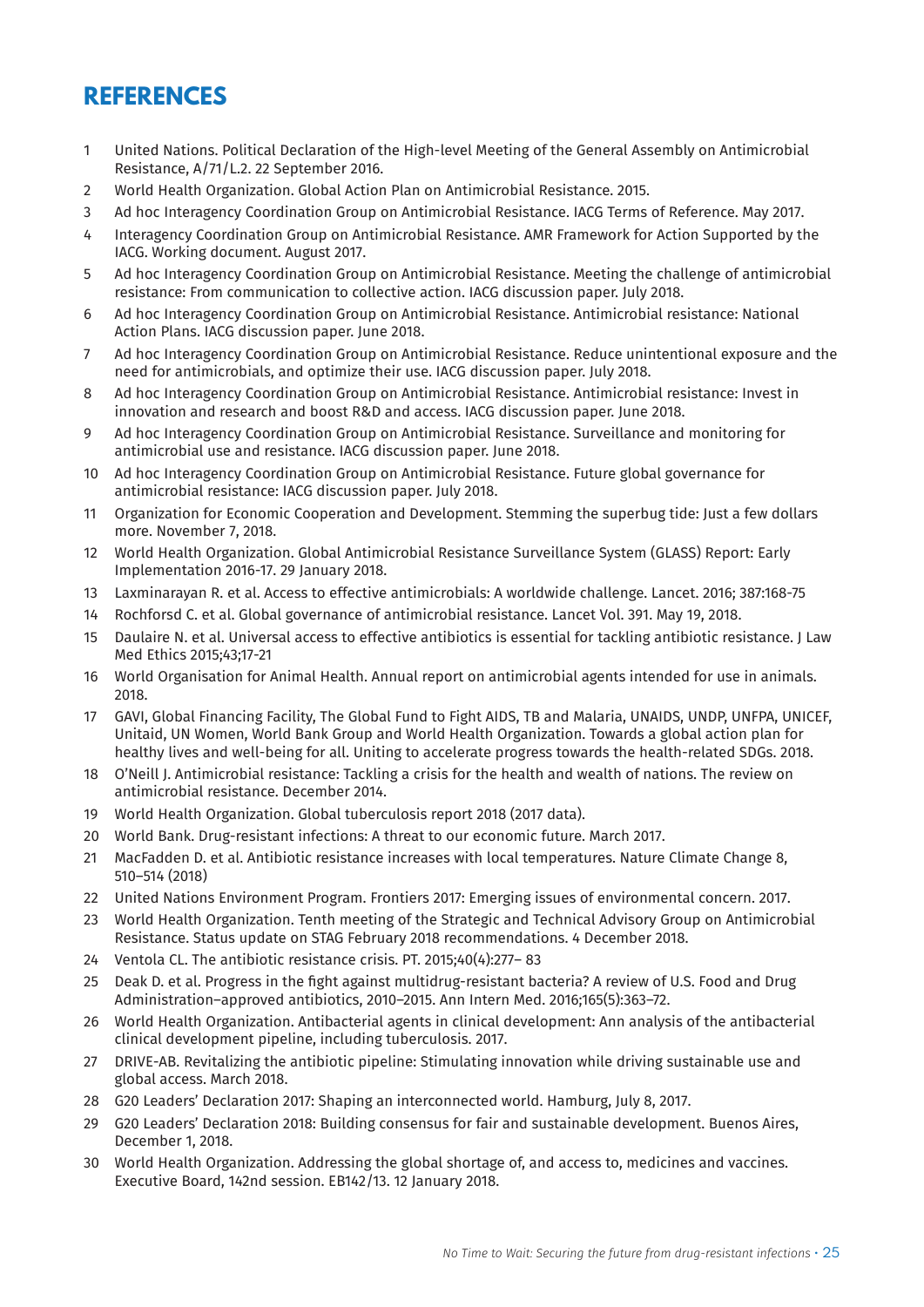# REFERENCES

1. United Nations. Political Declaration of the High-level Meeting of the General Assembly on Antimicrobial Resistance, A/71/L.2. 22 September 2016.
2. World Health Organization. Global Action Plan on Antimicrobial Resistance. 2015.
3. Ad hoc Interagency Coordination Group on Antimicrobial Resistance. IACG Terms of Reference. May 2017.
4. Interagency Coordination Group on Antimicrobial Resistance. AMR Framework for Action Supported by the IACG. Working document. August 2017.
5. Ad hoc Interagency Coordination Group on Antimicrobial Resistance. Meeting the challenge of antimicrobial resistance: From communication to collective action. IACG discussion paper. July 2018.
6. Ad hoc Interagency Coordination Group on Antimicrobial Resistance. Antimicrobial resistance: National Action Plans. IACG discussion paper. June 2018.
7. Ad hoc Interagency Coordination Group on Antimicrobial Resistance. Reduce unintentional exposure and the need for antimicrobials, and optimize their use. IACG discussion paper. July 2018.
8. Ad hoc Interagency Coordination Group on Antimicrobial Resistance. Antimicrobial resistance: Invest in innovation and research and boost R&D and access. IACG discussion paper. June 2018.
9. Ad hoc Interagency Coordination Group on Antimicrobial Resistance. Surveillance and monitoring for antimicrobial use and resistance. IACG discussion paper. June 2018.
10. Ad hoc Interagency Coordination Group on Antimicrobial Resistance. Future global governance for antimicrobial resistance: IACG discussion paper. July 2018.
11. Organization for Economic Cooperation and Development. Stemming the superbug tide: Just a few dollars more. November 7, 2018.
12. World Health Organization. Global Antimicrobial Resistance Surveillance System (GLASS) Report: Early Implementation 2016-17. 29 January 2018.
13. Laxminarayan R. et al. Access to effective antimicrobials: A worldwide challenge. Lancet. 2016; 387:168-75
14. Rochforsd C. et al. Global governance of antimicrobial resistance. Lancet Vol. 391. May 19, 2018.
15. Daulaire N. et al. Universal access to effective antibiotics is essential for tackling antibiotic resistance. J Law Med Ethics 2015;43;17-21
16. World Organisation for Animal Health. Annual report on antimicrobial agents intended for use in animals. 2018.
17. GAVI, Global Financing Facility, The Global Fund to Fight AIDS, TB and Malaria, UNAIDS, UNDP, UNFPA, UNICEF, Unitaid, UN Women, World Bank Group and World Health Organization. Towards a global action plan for healthy lives and well-being for all. Uniting to accelerate progress towards the health-related SDGs. 2018.
18. O'Neill J. Antimicrobial resistance: Tackling a crisis for the health and wealth of nations. The review on antimicrobial resistance. December 2014.
19. World Health Organization. Global tuberculosis report 2018 (2017 data).
20. World Bank. Drug-resistant infections: A threat to our economic future. March 2017.
21. MacFadden D. et al. Antibiotic resistance increases with local temperatures. Nature Climate Change 8, 510–514 (2018)
22. United Nations Environment Program. Frontiers 2017: Emerging issues of environmental concern. 2017.
23. World Health Organization. Tenth meeting of the Strategic and Technical Advisory Group on Antimicrobial Resistance. Status update on STAG February 2018 recommendations. 4 December 2018.
24. Ventola CL. The antibiotic resistance crisis. PT. 2015;40(4):277– 83
25. Deak D. et al. Progress in the fight against multidrug-resistant bacteria? A review of U.S. Food and Drug Administration–approved antibiotics, 2010–2015. Ann Intern Med. 2016;165(5):363–72.
26. World Health Organization. Antibacterial agents in clinical development: Ann analysis of the antibacterial clinical development pipeline, including tuberculosis. 2017.
27. DRIVE-AB. Revitalizing the antibiotic pipeline: Stimulating innovation while driving sustainable use and global access. March 2018.
28. G20 Leaders' Declaration 2017: Shaping an interconnected world. Hamburg, July 8, 2017.
29. G20 Leaders' Declaration 2018: Building consensus for fair and sustainable development. Buenos Aires, December 1, 2018.
30. World Health Organization. Addressing the global shortage of, and access to, medicines and vaccines. Executive Board, 142nd session. EB142/13. 12 January 2018.